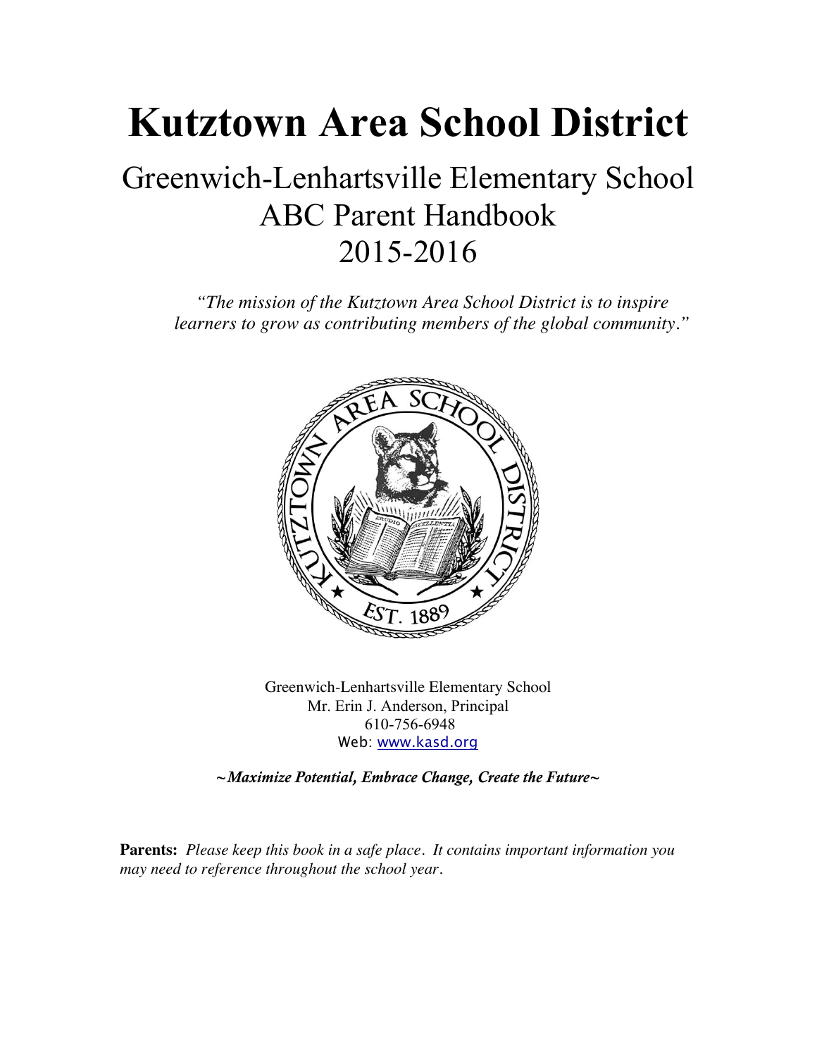# Kutztown Area School District

## Greenwich-Lenhartsville Elementary School
## ABC Parent Handbook
## 2015-2016

*"The mission of the Kutztown Area School District is to inspire learners to grow as contributing members of the global community."*

Greenwich-Lenhartsville Elementary School
Mr. Erin J. Anderson, Principal
610-756-6948
Web: www.kasd.org

***~Maximize Potential, Embrace Change, Create the Future~***

**Parents:** *Please keep this book in a safe place. It contains important information you may need to reference throughout the school year.*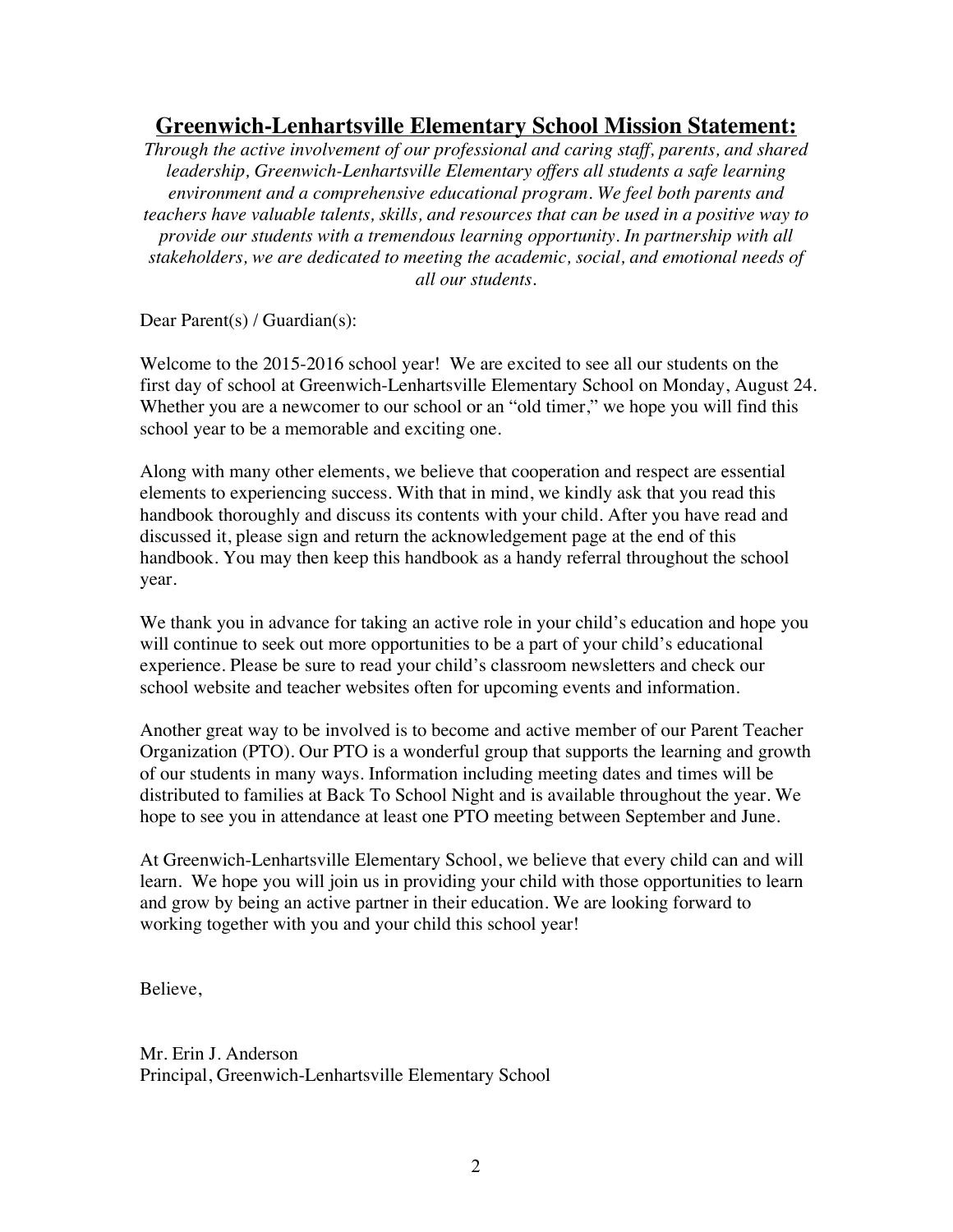## Greenwich-Lenhartsville Elementary School Mission Statement:

*Through the active involvement of our professional and caring staff, parents, and shared leadership, Greenwich-Lenhartsville Elementary offers all students a safe learning environment and a comprehensive educational program. We feel both parents and teachers have valuable talents, skills, and resources that can be used in a positive way to provide our students with a tremendous learning opportunity. In partnership with all stakeholders, we are dedicated to meeting the academic, social, and emotional needs of all our students.*

Dear Parent(s) / Guardian(s):

Welcome to the 2015-2016 school year! We are excited to see all our students on the first day of school at Greenwich-Lenhartsville Elementary School on Monday, August 24. Whether you are a newcomer to our school or an "old timer," we hope you will find this school year to be a memorable and exciting one.

Along with many other elements, we believe that cooperation and respect are essential elements to experiencing success. With that in mind, we kindly ask that you read this handbook thoroughly and discuss its contents with your child. After you have read and discussed it, please sign and return the acknowledgement page at the end of this handbook. You may then keep this handbook as a handy referral throughout the school year.

We thank you in advance for taking an active role in your child's education and hope you will continue to seek out more opportunities to be a part of your child's educational experience. Please be sure to read your child's classroom newsletters and check our school website and teacher websites often for upcoming events and information.

Another great way to be involved is to become and active member of our Parent Teacher Organization (PTO). Our PTO is a wonderful group that supports the learning and growth of our students in many ways. Information including meeting dates and times will be distributed to families at Back To School Night and is available throughout the year. We hope to see you in attendance at least one PTO meeting between September and June.

At Greenwich-Lenhartsville Elementary School, we believe that every child can and will learn. We hope you will join us in providing your child with those opportunities to learn and grow by being an active partner in their education. We are looking forward to working together with you and your child this school year!

Believe,

Mr. Erin J. Anderson
Principal, Greenwich-Lenhartsville Elementary School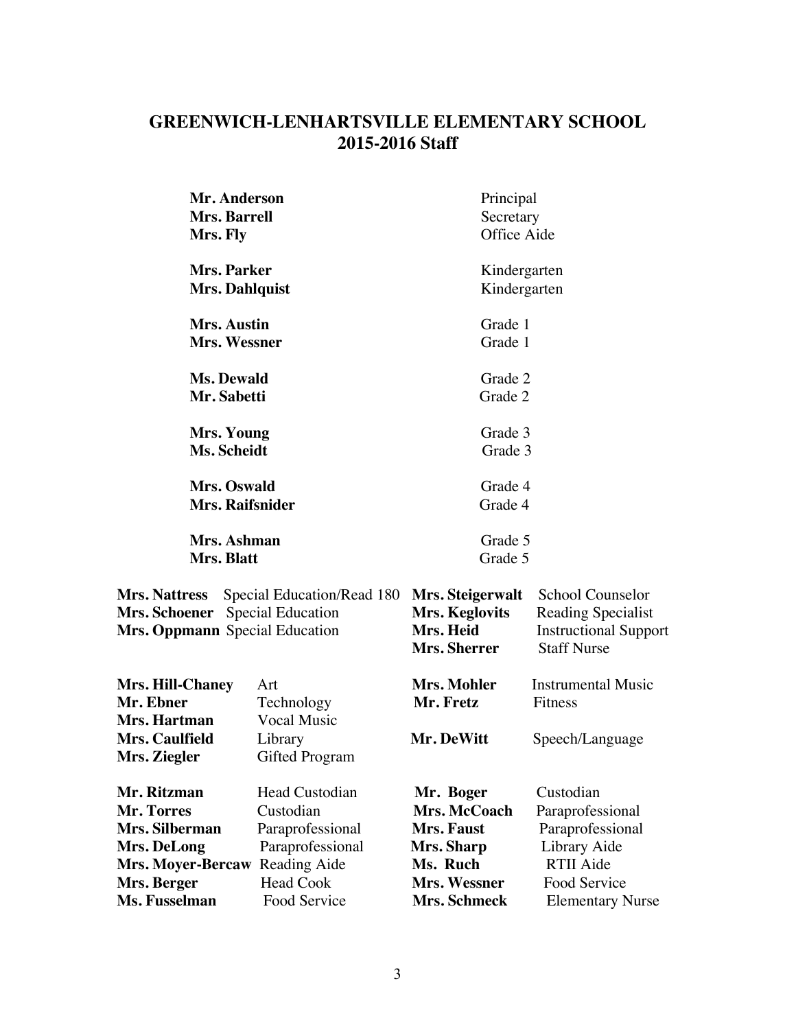# GREENWICH-LENHARTSVILLE ELEMENTARY SCHOOL
## 2015-2016 Staff

| Name | Position |
|---|---|
| **Mr. Anderson** | Principal |
| **Mrs. Barrell** | Secretary |
| **Mrs. Fly** | Office Aide |
| **Mrs. Parker** | Kindergarten |
| **Mrs. Dahlquist** | Kindergarten |
| **Mrs. Austin** | Grade 1 |
| **Mrs. Wessner** | Grade 1 |
| **Ms. Dewald** | Grade 2 |
| **Mr. Sabetti** | Grade 2 |
| **Mrs. Young** | Grade 3 |
| **Ms. Scheidt** | Grade 3 |
| **Mrs. Oswald** | Grade 4 |
| **Mrs. Raifsnider** | Grade 4 |
| **Mrs. Ashman** | Grade 5 |
| **Mrs. Blatt** | Grade 5 |

| Name | Position | Name | Position |
|---|---|---|---|
| **Mrs. Nattress** | Special Education/Read 180 | **Mrs. Steigerwalt** | School Counselor |
| **Mrs. Schoener** | Special Education | **Mrs. Keglovits** | Reading Specialist |
| **Mrs. Oppmann** | Special Education | **Mrs. Heid** | Instructional Support |
| | | **Mrs. Sherrer** | Staff Nurse |
| **Mrs. Hill-Chaney** | Art | **Mrs. Mohler** | Instrumental Music |
| **Mr. Ebner** | Technology | **Mr. Fretz** | Fitness |
| **Mrs. Hartman** | Vocal Music | | |
| **Mrs. Caulfield** | Library | **Mr. DeWitt** | Speech/Language |
| **Mrs. Ziegler** | Gifted Program | | |
| **Mr. Ritzman** | Head Custodian | **Mr. Boger** | Custodian |
| **Mr. Torres** | Custodian | **Mrs. McCoach** | Paraprofessional |
| **Mrs. Silberman** | Paraprofessional | **Mrs. Faust** | Paraprofessional |
| **Mrs. DeLong** | Paraprofessional | **Mrs. Sharp** | Library Aide |
| **Mrs. Moyer-Bercaw** | Reading Aide | **Ms. Ruch** | RTII Aide |
| **Mrs. Berger** | Head Cook | **Mrs. Wessner** | Food Service |
| **Ms. Fusselman** | Food Service | **Mrs. Schmeck** | Elementary Nurse |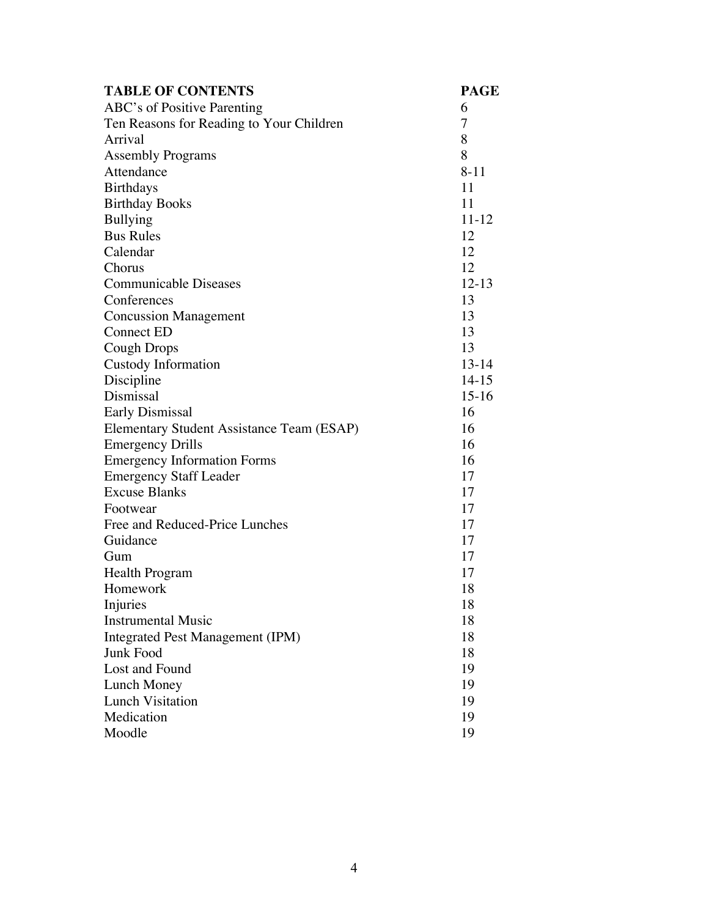| TABLE OF CONTENTS | PAGE |
|---|---|
| ABC's of Positive Parenting | 6 |
| Ten Reasons for Reading to Your Children | 7 |
| Arrival | 8 |
| Assembly Programs | 8 |
| Attendance | 8-11 |
| Birthdays | 11 |
| Birthday Books | 11 |
| Bullying | 11-12 |
| Bus Rules | 12 |
| Calendar | 12 |
| Chorus | 12 |
| Communicable Diseases | 12-13 |
| Conferences | 13 |
| Concussion Management | 13 |
| Connect ED | 13 |
| Cough Drops | 13 |
| Custody Information | 13-14 |
| Discipline | 14-15 |
| Dismissal | 15-16 |
| Early Dismissal | 16 |
| Elementary Student Assistance Team (ESAP) | 16 |
| Emergency Drills | 16 |
| Emergency Information Forms | 16 |
| Emergency Staff Leader | 17 |
| Excuse Blanks | 17 |
| Footwear | 17 |
| Free and Reduced-Price Lunches | 17 |
| Guidance | 17 |
| Gum | 17 |
| Health Program | 17 |
| Homework | 18 |
| Injuries | 18 |
| Instrumental Music | 18 |
| Integrated Pest Management (IPM) | 18 |
| Junk Food | 18 |
| Lost and Found | 19 |
| Lunch Money | 19 |
| Lunch Visitation | 19 |
| Medication | 19 |
| Moodle | 19 |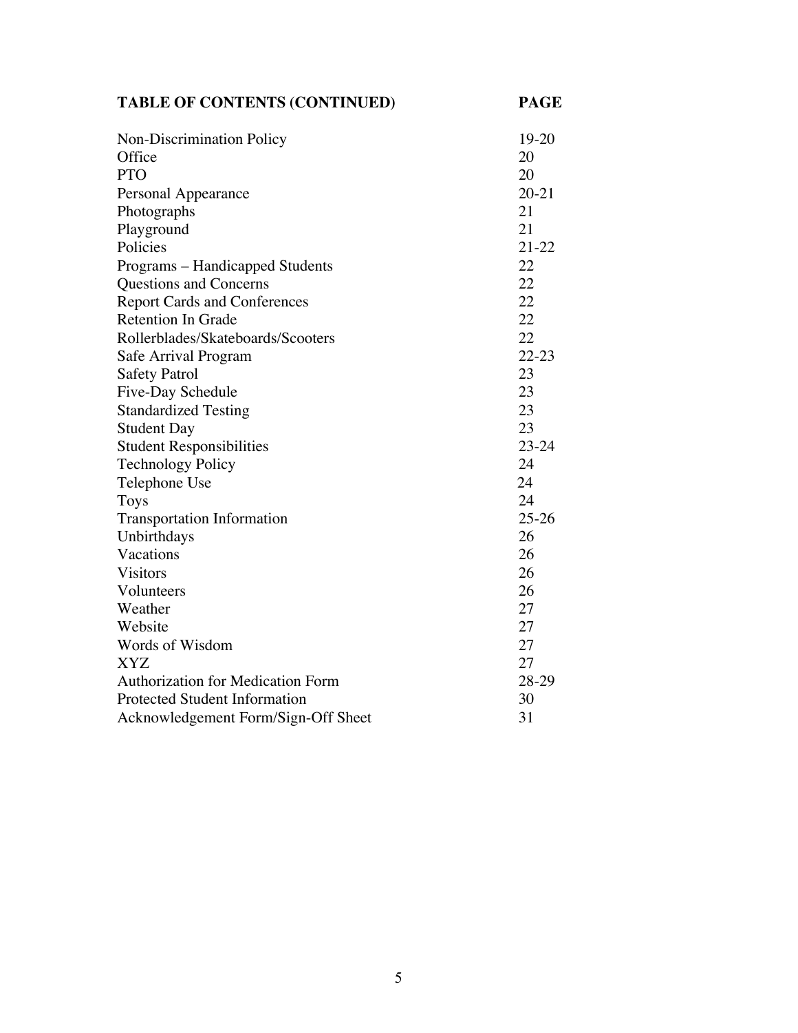| TABLE OF CONTENTS (CONTINUED) | PAGE |
|---|---|
| Non-Discrimination Policy | 19-20 |
| Office | 20 |
| PTO | 20 |
| Personal Appearance | 20-21 |
| Photographs | 21 |
| Playground | 21 |
| Policies | 21-22 |
| Programs – Handicapped Students | 22 |
| Questions and Concerns | 22 |
| Report Cards and Conferences | 22 |
| Retention In Grade | 22 |
| Rollerblades/Skateboards/Scooters | 22 |
| Safe Arrival Program | 22-23 |
| Safety Patrol | 23 |
| Five-Day Schedule | 23 |
| Standardized Testing | 23 |
| Student Day | 23 |
| Student Responsibilities | 23-24 |
| Technology Policy | 24 |
| Telephone Use | 24 |
| Toys | 24 |
| Transportation Information | 25-26 |
| Unbirthdays | 26 |
| Vacations | 26 |
| Visitors | 26 |
| Volunteers | 26 |
| Weather | 27 |
| Website | 27 |
| Words of Wisdom | 27 |
| XYZ | 27 |
| Authorization for Medication Form | 28-29 |
| Protected Student Information | 30 |
| Acknowledgement Form/Sign-Off Sheet | 31 |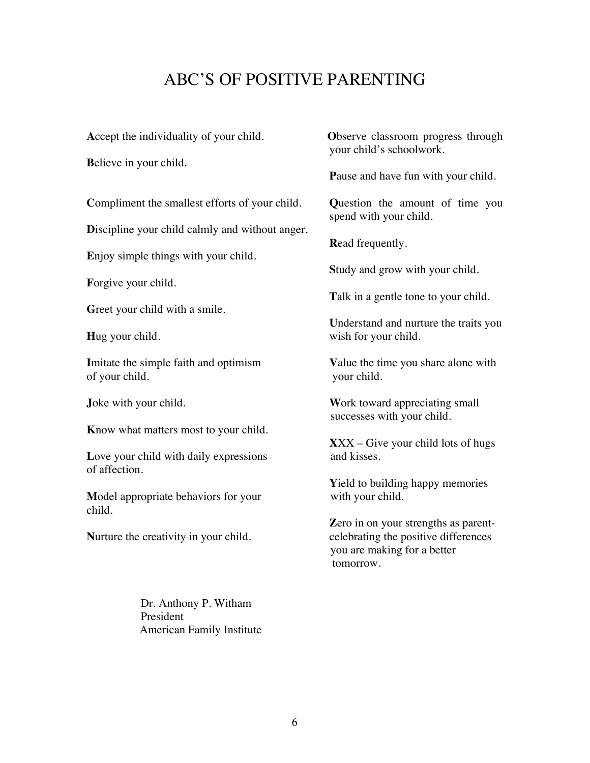# ABC'S OF POSITIVE PARENTING

**A**ccept the individuality of your child.

**B**elieve in your child.

**C**ompliment the smallest efforts of your child.

**D**iscipline your child calmly and without anger.

**E**njoy simple things with your child.

**F**orgive your child.

**G**reet your child with a smile.

**H**ug your child.

**I**mitate the simple faith and optimism of your child.

**J**oke with your child.

**K**now what matters most to your child.

**L**ove your child with daily expressions of affection.

**M**odel appropriate behaviors for your child.

**N**urture the creativity in your child.

**O**bserve classroom progress through your child's schoolwork.

**P**ause and have fun with your child.

**Q**uestion the amount of time you spend with your child.

**R**ead frequently.

**S**tudy and grow with your child.

**T**alk in a gentle tone to your child.

**U**nderstand and nurture the traits you wish for your child.

**V**alue the time you share alone with your child.

**W**ork toward appreciating small successes with your child.

**X**XX – Give your child lots of hugs and kisses.

**Y**ield to building happy memories with your child.

**Z**ero in on your strengths as parent- celebrating the positive differences you are making for a better tomorrow.

Dr. Anthony P. Witham
President
American Family Institute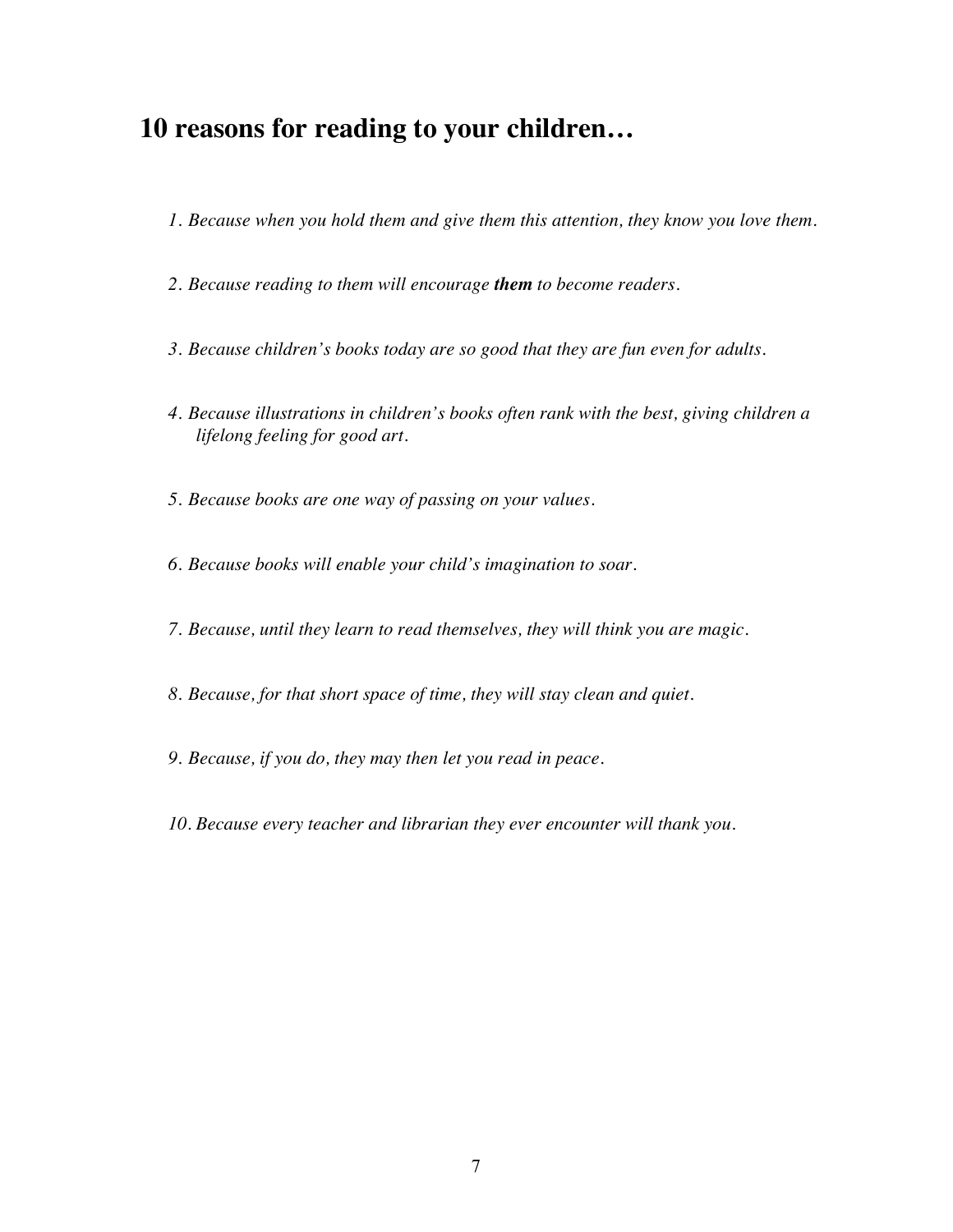## 10 reasons for reading to your children…

1. *Because when you hold them and give them this attention, they know you love them.*

2. *Because reading to them will encourage **them** to become readers.*

3. *Because children's books today are so good that they are fun even for adults.*

4. *Because illustrations in children's books often rank with the best, giving children a lifelong feeling for good art.*

5. *Because books are one way of passing on your values.*

6. *Because books will enable your child's imagination to soar.*

7. *Because, until they learn to read themselves, they will think you are magic.*

8. *Because, for that short space of time, they will stay clean and quiet.*

9. *Because, if you do, they may then let you read in peace.*

10. *Because every teacher and librarian they ever encounter will thank you.*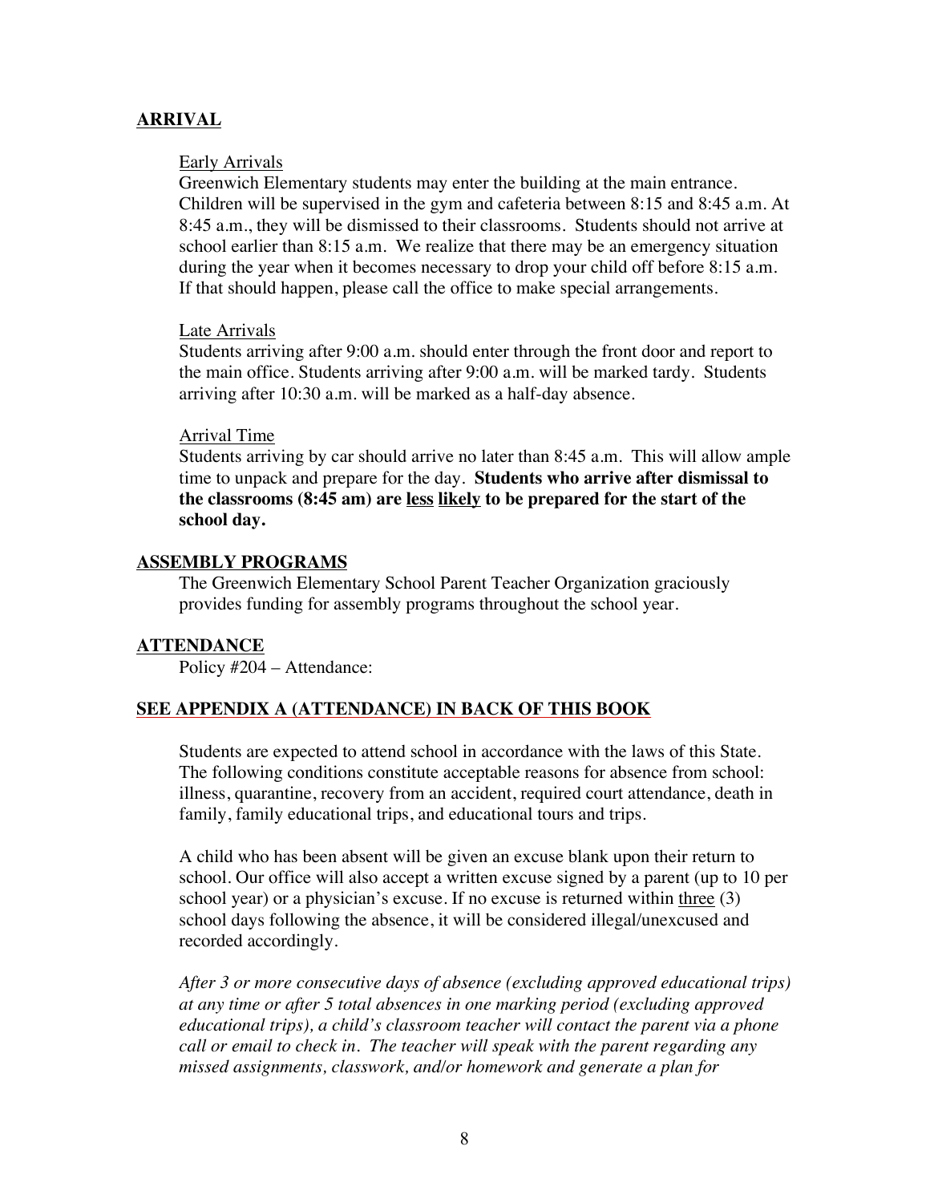## ARRIVAL

Early Arrivals

Greenwich Elementary students may enter the building at the main entrance. Children will be supervised in the gym and cafeteria between 8:15 and 8:45 a.m. At 8:45 a.m., they will be dismissed to their classrooms. Students should not arrive at school earlier than 8:15 a.m. We realize that there may be an emergency situation during the year when it becomes necessary to drop your child off before 8:15 a.m. If that should happen, please call the office to make special arrangements.

Late Arrivals

Students arriving after 9:00 a.m. should enter through the front door and report to the main office. Students arriving after 9:00 a.m. will be marked tardy. Students arriving after 10:30 a.m. will be marked as a half-day absence.

Arrival Time

Students arriving by car should arrive no later than 8:45 a.m. This will allow ample time to unpack and prepare for the day. **Students who arrive after dismissal to the classrooms (8:45 am) are less likely to be prepared for the start of the school day.**

## ASSEMBLY PROGRAMS

The Greenwich Elementary School Parent Teacher Organization graciously provides funding for assembly programs throughout the school year.

## ATTENDANCE

Policy #204 – Attendance:

## SEE APPENDIX A (ATTENDANCE) IN BACK OF THIS BOOK

Students are expected to attend school in accordance with the laws of this State. The following conditions constitute acceptable reasons for absence from school: illness, quarantine, recovery from an accident, required court attendance, death in family, family educational trips, and educational tours and trips.

A child who has been absent will be given an excuse blank upon their return to school. Our office will also accept a written excuse signed by a parent (up to 10 per school year) or a physician's excuse. If no excuse is returned within three (3) school days following the absence, it will be considered illegal/unexcused and recorded accordingly.

*After 3 or more consecutive days of absence (excluding approved educational trips) at any time or after 5 total absences in one marking period (excluding approved educational trips), a child's classroom teacher will contact the parent via a phone call or email to check in. The teacher will speak with the parent regarding any missed assignments, classwork, and/or homework and generate a plan for*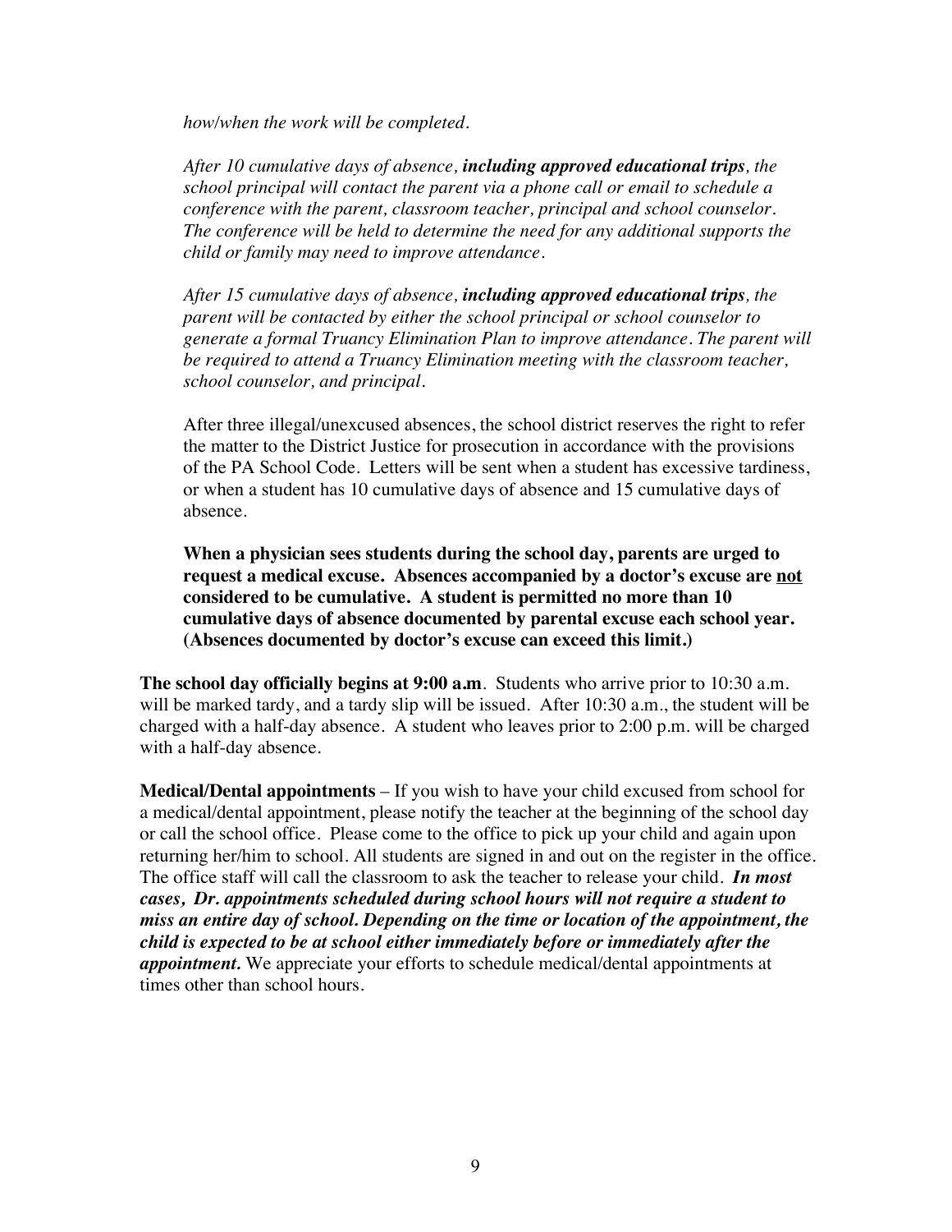*how/when the work will be completed.*

*After 10 cumulative days of absence, **including approved educational trips**, the school principal will contact the parent via a phone call or email to schedule a conference with the parent, classroom teacher, principal and school counselor. The conference will be held to determine the need for any additional supports the child or family may need to improve attendance.*

*After 15 cumulative days of absence, **including approved educational trips**, the parent will be contacted by either the school principal or school counselor to generate a formal Truancy Elimination Plan to improve attendance. The parent will be required to attend a Truancy Elimination meeting with the classroom teacher, school counselor, and principal.*

After three illegal/unexcused absences, the school district reserves the right to refer the matter to the District Justice for prosecution in accordance with the provisions of the PA School Code. Letters will be sent when a student has excessive tardiness, or when a student has 10 cumulative days of absence and 15 cumulative days of absence.

**When a physician sees students during the school day, parents are urged to request a medical excuse. Absences accompanied by a doctor's excuse are <u>not</u> considered to be cumulative. A student is permitted no more than 10 cumulative days of absence documented by parental excuse each school year. (Absences documented by doctor's excuse can exceed this limit.)**

**The school day officially begins at 9:00 a.m**. Students who arrive prior to 10:30 a.m. will be marked tardy, and a tardy slip will be issued. After 10:30 a.m., the student will be charged with a half-day absence. A student who leaves prior to 2:00 p.m. will be charged with a half-day absence.

**Medical/Dental appointments** – If you wish to have your child excused from school for a medical/dental appointment, please notify the teacher at the beginning of the school day or call the school office. Please come to the office to pick up your child and again upon returning her/him to school. All students are signed in and out on the register in the office. The office staff will call the classroom to ask the teacher to release your child. ***In most cases, Dr. appointments scheduled during school hours will not require a student to miss an entire day of school. Depending on the time or location of the appointment, the child is expected to be at school either immediately before or immediately after the appointment.*** We appreciate your efforts to schedule medical/dental appointments at times other than school hours.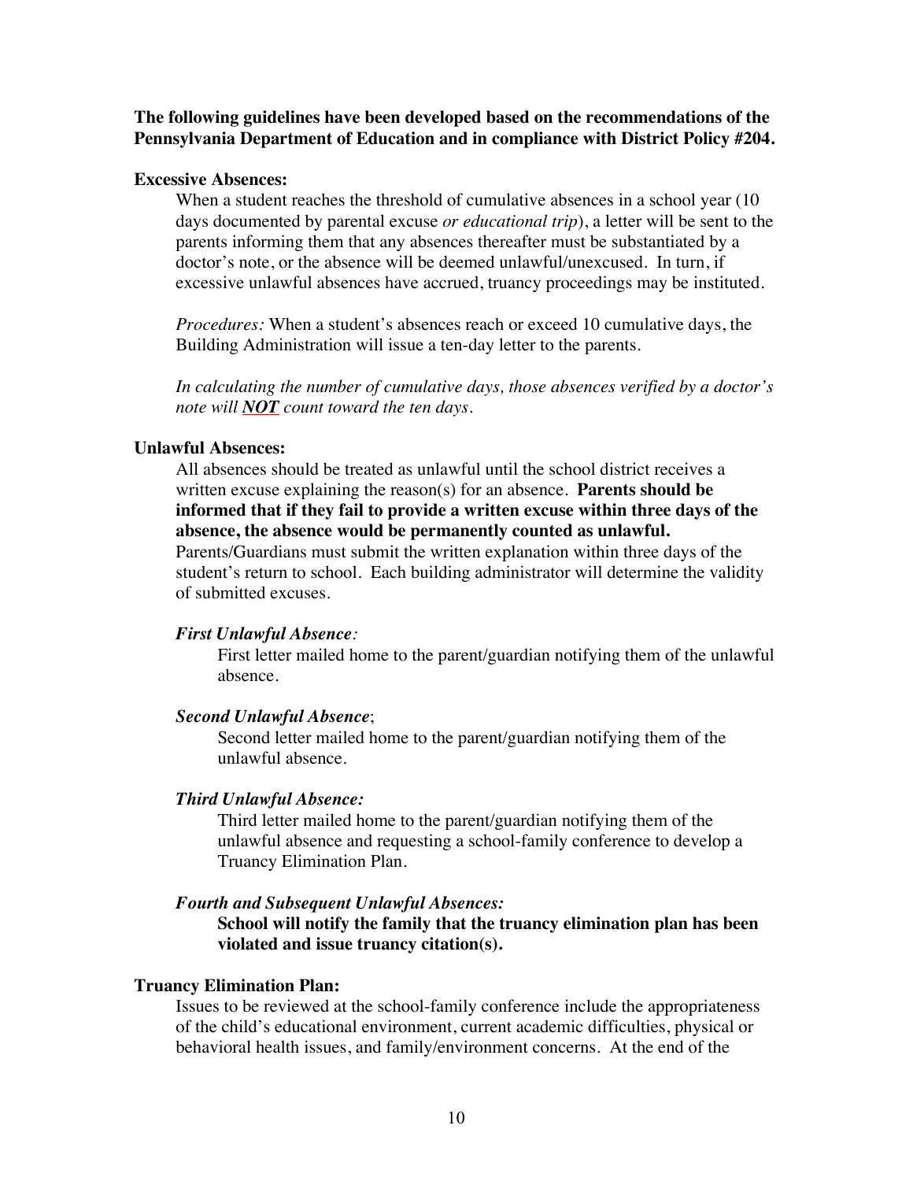**The following guidelines have been developed based on the recommendations of the Pennsylvania Department of Education and in compliance with District Policy #204.**

**Excessive Absences:**

When a student reaches the threshold of cumulative absences in a school year (10 days documented by parental excuse *or educational trip*), a letter will be sent to the parents informing them that any absences thereafter must be substantiated by a doctor's note, or the absence will be deemed unlawful/unexcused. In turn, if excessive unlawful absences have accrued, truancy proceedings may be instituted.

*Procedures:* When a student's absences reach or exceed 10 cumulative days, the Building Administration will issue a ten-day letter to the parents.

*In calculating the number of cumulative days, those absences verified by a doctor's note will **NOT** count toward the ten days.*

**Unlawful Absences:**

All absences should be treated as unlawful until the school district receives a written excuse explaining the reason(s) for an absence. **Parents should be informed that if they fail to provide a written excuse within three days of the absence, the absence would be permanently counted as unlawful.** Parents/Guardians must submit the written explanation within three days of the student's return to school. Each building administrator will determine the validity of submitted excuses.

***First Unlawful Absence****:*

First letter mailed home to the parent/guardian notifying them of the unlawful absence.

***Second Unlawful Absence***;

Second letter mailed home to the parent/guardian notifying them of the unlawful absence.

***Third Unlawful Absence:***

Third letter mailed home to the parent/guardian notifying them of the unlawful absence and requesting a school-family conference to develop a Truancy Elimination Plan.

***Fourth and Subsequent Unlawful Absences:***

**School will notify the family that the truancy elimination plan has been violated and issue truancy citation(s).**

**Truancy Elimination Plan:**

Issues to be reviewed at the school-family conference include the appropriateness of the child's educational environment, current academic difficulties, physical or behavioral health issues, and family/environment concerns. At the end of the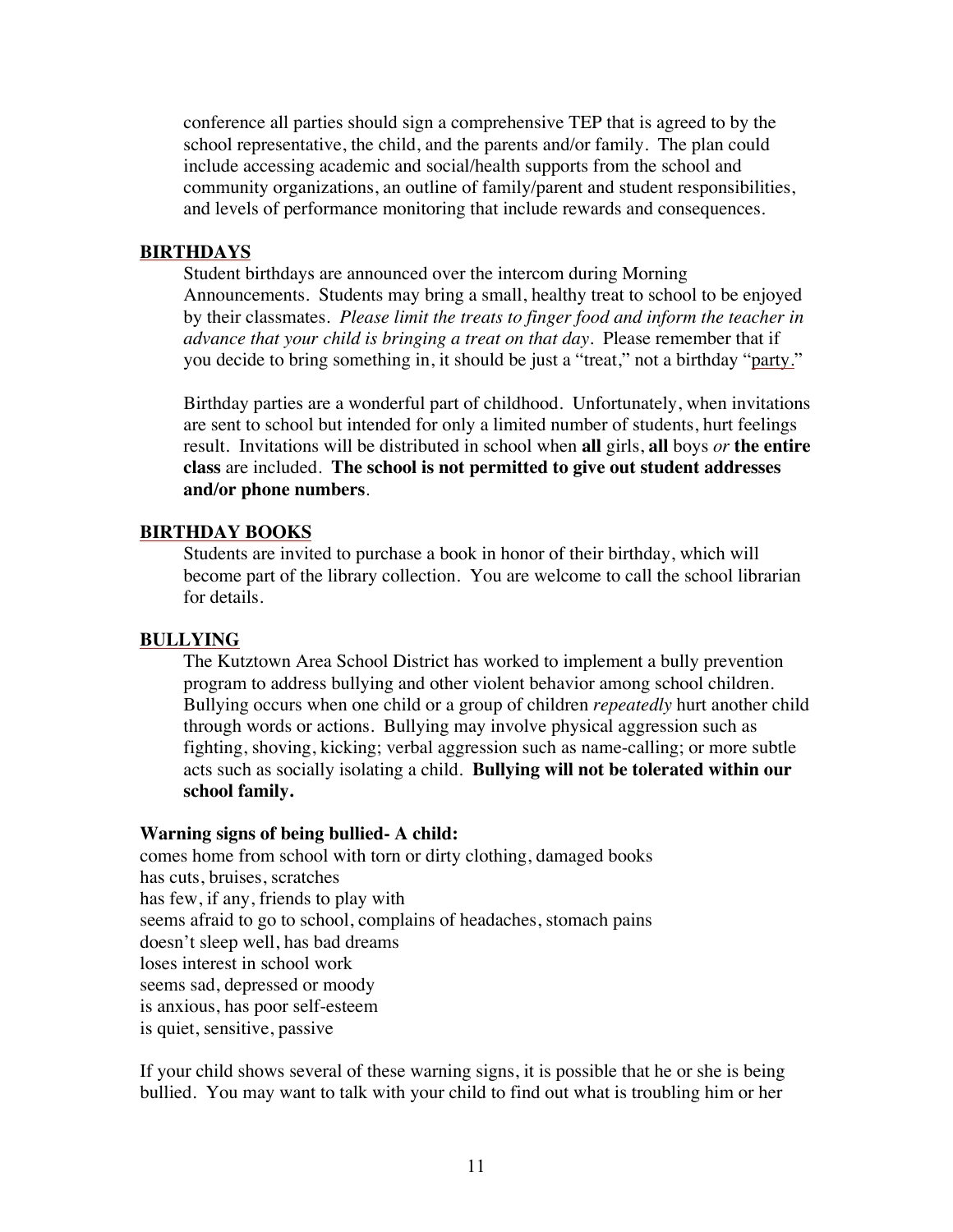conference all parties should sign a comprehensive TEP that is agreed to by the school representative, the child, and the parents and/or family. The plan could include accessing academic and social/health supports from the school and community organizations, an outline of family/parent and student responsibilities, and levels of performance monitoring that include rewards and consequences.

## BIRTHDAYS

Student birthdays are announced over the intercom during Morning Announcements. Students may bring a small, healthy treat to school to be enjoyed by their classmates. *Please limit the treats to finger food and inform the teacher in advance that your child is bringing a treat on that day.* Please remember that if you decide to bring something in, it should be just a "treat," not a birthday "party."

Birthday parties are a wonderful part of childhood. Unfortunately, when invitations are sent to school but intended for only a limited number of students, hurt feelings result. Invitations will be distributed in school when **all** girls, **all** boys *or* **the entire class** are included. **The school is not permitted to give out student addresses and/or phone numbers**.

## BIRTHDAY BOOKS

Students are invited to purchase a book in honor of their birthday, which will become part of the library collection. You are welcome to call the school librarian for details.

## BULLYING

The Kutztown Area School District has worked to implement a bully prevention program to address bullying and other violent behavior among school children. Bullying occurs when one child or a group of children *repeatedly* hurt another child through words or actions. Bullying may involve physical aggression such as fighting, shoving, kicking; verbal aggression such as name-calling; or more subtle acts such as socially isolating a child. **Bullying will not be tolerated within our school family.**

**Warning signs of being bullied- A child:**

comes home from school with torn or dirty clothing, damaged books
has cuts, bruises, scratches
has few, if any, friends to play with
seems afraid to go to school, complains of headaches, stomach pains
doesn't sleep well, has bad dreams
loses interest in school work
seems sad, depressed or moody
is anxious, has poor self-esteem
is quiet, sensitive, passive

If your child shows several of these warning signs, it is possible that he or she is being bullied. You may want to talk with your child to find out what is troubling him or her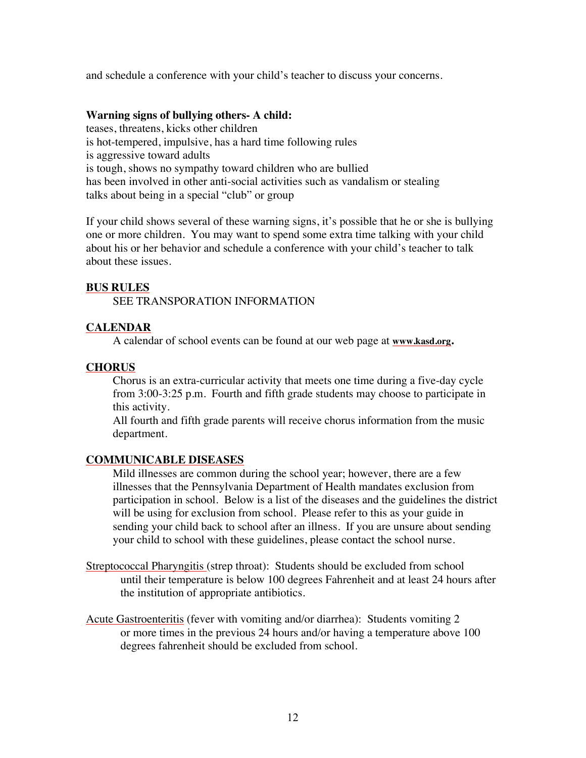and schedule a conference with your child's teacher to discuss your concerns.

**Warning signs of bullying others- A child:**

teases, threatens, kicks other children
is hot-tempered, impulsive, has a hard time following rules
is aggressive toward adults
is tough, shows no sympathy toward children who are bullied
has been involved in other anti-social activities such as vandalism or stealing
talks about being in a special "club" or group

If your child shows several of these warning signs, it's possible that he or she is bullying one or more children. You may want to spend some extra time talking with your child about his or her behavior and schedule a conference with your child's teacher to talk about these issues.

## BUS RULES

SEE TRANSPORATION INFORMATION

## CALENDAR

A calendar of school events can be found at our web page at **www.kasd.org.**

## CHORUS

Chorus is an extra-curricular activity that meets one time during a five-day cycle from 3:00-3:25 p.m. Fourth and fifth grade students may choose to participate in this activity.

All fourth and fifth grade parents will receive chorus information from the music department.

## COMMUNICABLE DISEASES

Mild illnesses are common during the school year; however, there are a few illnesses that the Pennsylvania Department of Health mandates exclusion from participation in school. Below is a list of the diseases and the guidelines the district will be using for exclusion from school. Please refer to this as your guide in sending your child back to school after an illness. If you are unsure about sending your child to school with these guidelines, please contact the school nurse.

Streptococcal Pharyngitis (strep throat): Students should be excluded from school until their temperature is below 100 degrees Fahrenheit and at least 24 hours after the institution of appropriate antibiotics.

Acute Gastroenteritis (fever with vomiting and/or diarrhea): Students vomiting 2 or more times in the previous 24 hours and/or having a temperature above 100 degrees fahrenheit should be excluded from school.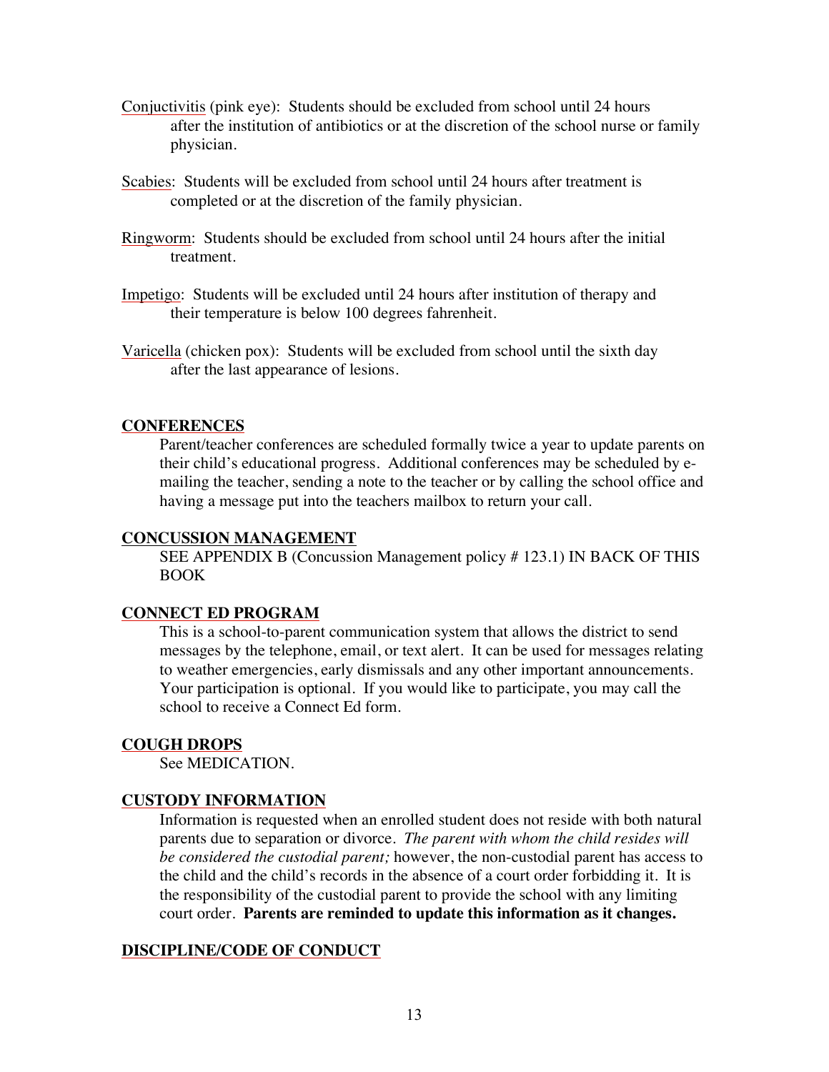Conjuctivitis (pink eye): Students should be excluded from school until 24 hours after the institution of antibiotics or at the discretion of the school nurse or family physician.

Scabies: Students will be excluded from school until 24 hours after treatment is completed or at the discretion of the family physician.

Ringworm: Students should be excluded from school until 24 hours after the initial treatment.

Impetigo: Students will be excluded until 24 hours after institution of therapy and their temperature is below 100 degrees fahrenheit.

Varicella (chicken pox): Students will be excluded from school until the sixth day after the last appearance of lesions.

## CONFERENCES

Parent/teacher conferences are scheduled formally twice a year to update parents on their child's educational progress. Additional conferences may be scheduled by e-mailing the teacher, sending a note to the teacher or by calling the school office and having a message put into the teachers mailbox to return your call.

## CONCUSSION MANAGEMENT

SEE APPENDIX B (Concussion Management policy # 123.1) IN BACK OF THIS BOOK

## CONNECT ED PROGRAM

This is a school-to-parent communication system that allows the district to send messages by the telephone, email, or text alert. It can be used for messages relating to weather emergencies, early dismissals and any other important announcements. Your participation is optional. If you would like to participate, you may call the school to receive a Connect Ed form.

## COUGH DROPS

See MEDICATION.

## CUSTODY INFORMATION

Information is requested when an enrolled student does not reside with both natural parents due to separation or divorce. *The parent with whom the child resides will be considered the custodial parent;* however, the non-custodial parent has access to the child and the child's records in the absence of a court order forbidding it. It is the responsibility of the custodial parent to provide the school with any limiting court order. **Parents are reminded to update this information as it changes.**

## DISCIPLINE/CODE OF CONDUCT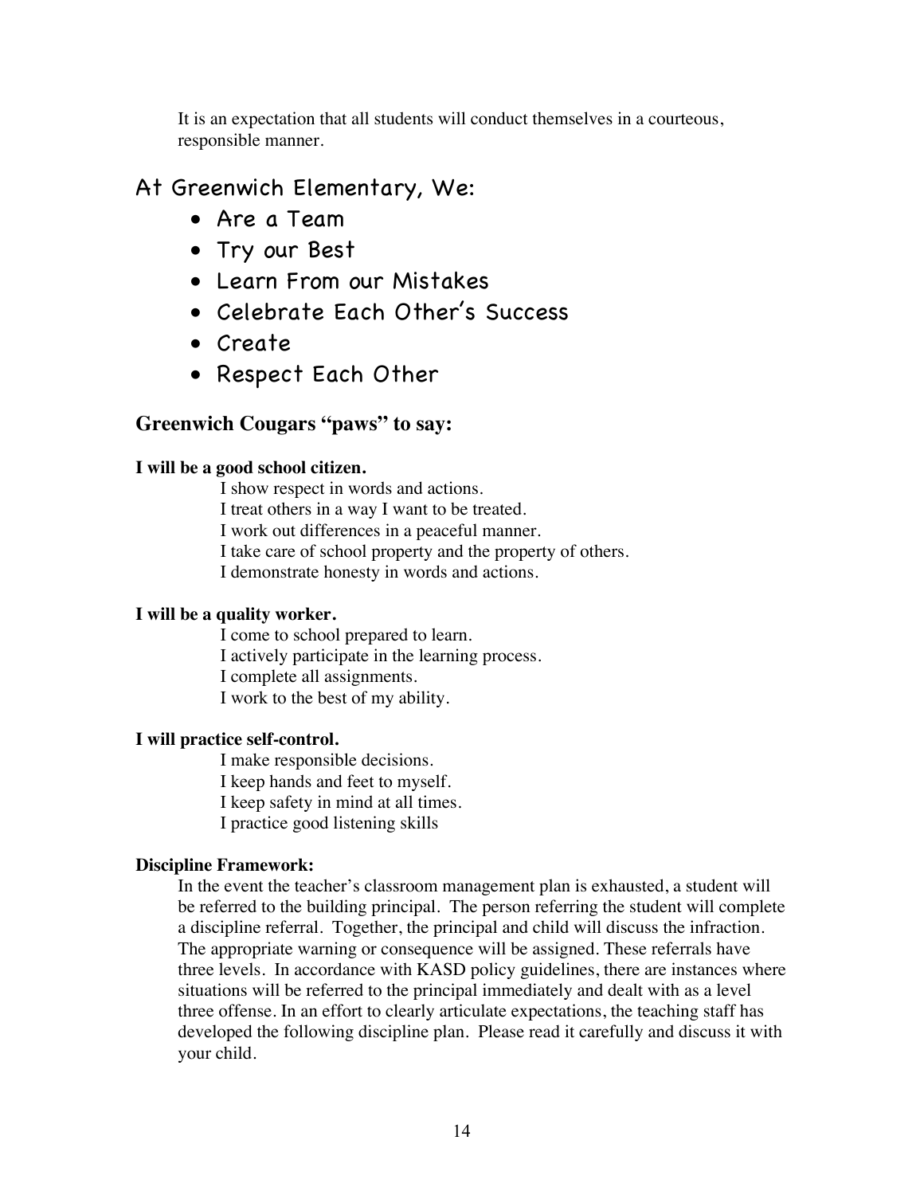It is an expectation that all students will conduct themselves in a courteous, responsible manner.

## At Greenwich Elementary, We:

- Are a Team
- Try our Best
- Learn From our Mistakes
- Celebrate Each Other's Success
- Create
- Respect Each Other

### Greenwich Cougars "paws" to say:

**I will be a good school citizen.**

I show respect in words and actions.
I treat others in a way I want to be treated.
I work out differences in a peaceful manner.
I take care of school property and the property of others.
I demonstrate honesty in words and actions.

**I will be a quality worker.**

I come to school prepared to learn.
I actively participate in the learning process.
I complete all assignments.
I work to the best of my ability.

**I will practice self-control.**

I make responsible decisions.
I keep hands and feet to myself.
I keep safety in mind at all times.
I practice good listening skills

**Discipline Framework:**

In the event the teacher's classroom management plan is exhausted, a student will be referred to the building principal. The person referring the student will complete a discipline referral. Together, the principal and child will discuss the infraction. The appropriate warning or consequence will be assigned. These referrals have three levels. In accordance with KASD policy guidelines, there are instances where situations will be referred to the principal immediately and dealt with as a level three offense. In an effort to clearly articulate expectations, the teaching staff has developed the following discipline plan. Please read it carefully and discuss it with your child.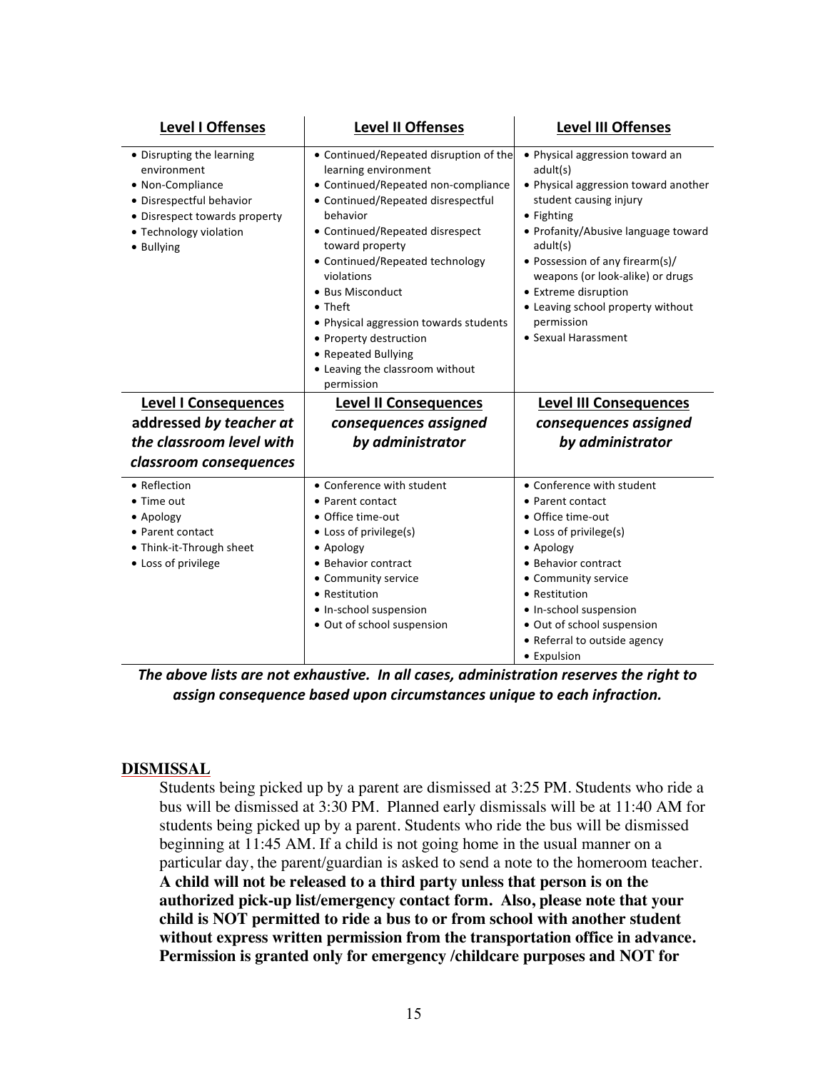| **Level I Offenses** | **Level II Offenses** | **Level III Offenses** |
|---|---|---|
| • Disrupting the learning environment<br>• Non-Compliance<br>• Disrespectful behavior<br>• Disrespect towards property<br>• Technology violation<br>• Bullying | • Continued/Repeated disruption of the learning environment<br>• Continued/Repeated non-compliance<br>• Continued/Repeated disrespectful behavior<br>• Continued/Repeated disrespect toward property<br>• Continued/Repeated technology violations<br>• Bus Misconduct<br>• Theft<br>• Physical aggression towards students<br>• Property destruction<br>• Repeated Bullying<br>• Leaving the classroom without permission | • Physical aggression toward an adult(s)<br>• Physical aggression toward another student causing injury<br>• Fighting<br>• Profanity/Abusive language toward adult(s)<br>• Possession of any firearm(s)/ weapons (or look-alike) or drugs<br>• Extreme disruption<br>• Leaving school property without permission<br>• Sexual Harassment |
| **Level I Consequences** **addressed** ***by teacher at the classroom level with classroom consequences*** | **Level II Consequences** ***consequences assigned by administrator*** | **Level III Consequences** ***consequences assigned by administrator*** |
| • Reflection<br>• Time out<br>• Apology<br>• Parent contact<br>• Think-it-Through sheet<br>• Loss of privilege | • Conference with student<br>• Parent contact<br>• Office time-out<br>• Loss of privilege(s)<br>• Apology<br>• Behavior contract<br>• Community service<br>• Restitution<br>• In-school suspension<br>• Out of school suspension | • Conference with student<br>• Parent contact<br>• Office time-out<br>• Loss of privilege(s)<br>• Apology<br>• Behavior contract<br>• Community service<br>• Restitution<br>• In-school suspension<br>• Out of school suspension<br>• Referral to outside agency<br>• Expulsion |

***The above lists are not exhaustive. In all cases, administration reserves the right to assign consequence based upon circumstances unique to each infraction.***

## DISMISSAL

Students being picked up by a parent are dismissed at 3:25 PM. Students who ride a bus will be dismissed at 3:30 PM. Planned early dismissals will be at 11:40 AM for students being picked up by a parent. Students who ride the bus will be dismissed beginning at 11:45 AM. If a child is not going home in the usual manner on a particular day, the parent/guardian is asked to send a note to the homeroom teacher. **A child will not be released to a third party unless that person is on the authorized pick-up list/emergency contact form. Also, please note that your child is NOT permitted to ride a bus to or from school with another student without express written permission from the transportation office in advance. Permission is granted only for emergency /childcare purposes and NOT for**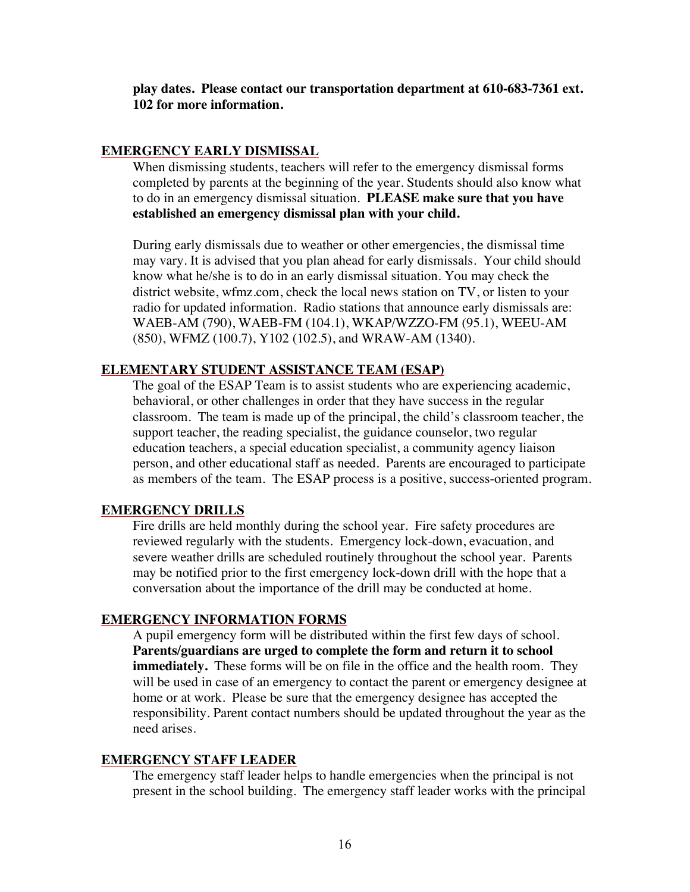**play dates. Please contact our transportation department at 610-683-7361 ext. 102 for more information.**

## EMERGENCY EARLY DISMISSAL

When dismissing students, teachers will refer to the emergency dismissal forms completed by parents at the beginning of the year. Students should also know what to do in an emergency dismissal situation. **PLEASE make sure that you have established an emergency dismissal plan with your child.**

During early dismissals due to weather or other emergencies, the dismissal time may vary. It is advised that you plan ahead for early dismissals. Your child should know what he/she is to do in an early dismissal situation. You may check the district website, wfmz.com, check the local news station on TV, or listen to your radio for updated information. Radio stations that announce early dismissals are: WAEB-AM (790), WAEB-FM (104.1), WKAP/WZZO-FM (95.1), WEEU-AM (850), WFMZ (100.7), Y102 (102.5), and WRAW-AM (1340).

## ELEMENTARY STUDENT ASSISTANCE TEAM (ESAP)

The goal of the ESAP Team is to assist students who are experiencing academic, behavioral, or other challenges in order that they have success in the regular classroom. The team is made up of the principal, the child's classroom teacher, the support teacher, the reading specialist, the guidance counselor, two regular education teachers, a special education specialist, a community agency liaison person, and other educational staff as needed. Parents are encouraged to participate as members of the team. The ESAP process is a positive, success-oriented program.

## EMERGENCY DRILLS

Fire drills are held monthly during the school year. Fire safety procedures are reviewed regularly with the students. Emergency lock-down, evacuation, and severe weather drills are scheduled routinely throughout the school year. Parents may be notified prior to the first emergency lock-down drill with the hope that a conversation about the importance of the drill may be conducted at home.

## EMERGENCY INFORMATION FORMS

A pupil emergency form will be distributed within the first few days of school. **Parents/guardians are urged to complete the form and return it to school immediately.** These forms will be on file in the office and the health room. They will be used in case of an emergency to contact the parent or emergency designee at home or at work. Please be sure that the emergency designee has accepted the responsibility. Parent contact numbers should be updated throughout the year as the need arises.

## EMERGENCY STAFF LEADER

The emergency staff leader helps to handle emergencies when the principal is not present in the school building. The emergency staff leader works with the principal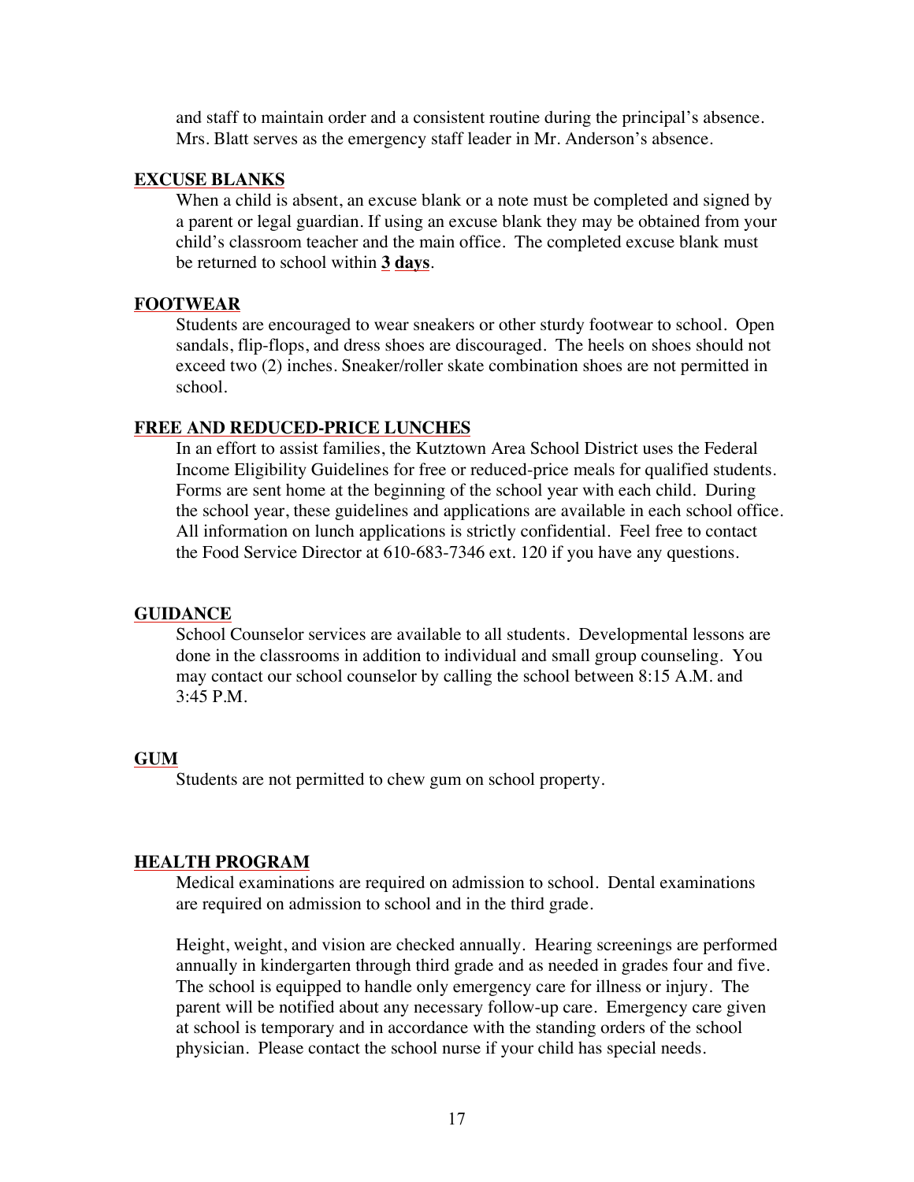and staff to maintain order and a consistent routine during the principal's absence. Mrs. Blatt serves as the emergency staff leader in Mr. Anderson's absence.

## EXCUSE BLANKS

When a child is absent, an excuse blank or a note must be completed and signed by a parent or legal guardian. If using an excuse blank they may be obtained from your child's classroom teacher and the main office. The completed excuse blank must be returned to school within **3 days**.

## FOOTWEAR

Students are encouraged to wear sneakers or other sturdy footwear to school. Open sandals, flip-flops, and dress shoes are discouraged. The heels on shoes should not exceed two (2) inches. Sneaker/roller skate combination shoes are not permitted in school.

## FREE AND REDUCED-PRICE LUNCHES

In an effort to assist families, the Kutztown Area School District uses the Federal Income Eligibility Guidelines for free or reduced-price meals for qualified students. Forms are sent home at the beginning of the school year with each child. During the school year, these guidelines and applications are available in each school office. All information on lunch applications is strictly confidential. Feel free to contact the Food Service Director at 610-683-7346 ext. 120 if you have any questions.

## GUIDANCE

School Counselor services are available to all students. Developmental lessons are done in the classrooms in addition to individual and small group counseling. You may contact our school counselor by calling the school between 8:15 A.M. and 3:45 P.M.

## GUM

Students are not permitted to chew gum on school property.

## HEALTH PROGRAM

Medical examinations are required on admission to school. Dental examinations are required on admission to school and in the third grade.

Height, weight, and vision are checked annually. Hearing screenings are performed annually in kindergarten through third grade and as needed in grades four and five. The school is equipped to handle only emergency care for illness or injury. The parent will be notified about any necessary follow-up care. Emergency care given at school is temporary and in accordance with the standing orders of the school physician. Please contact the school nurse if your child has special needs.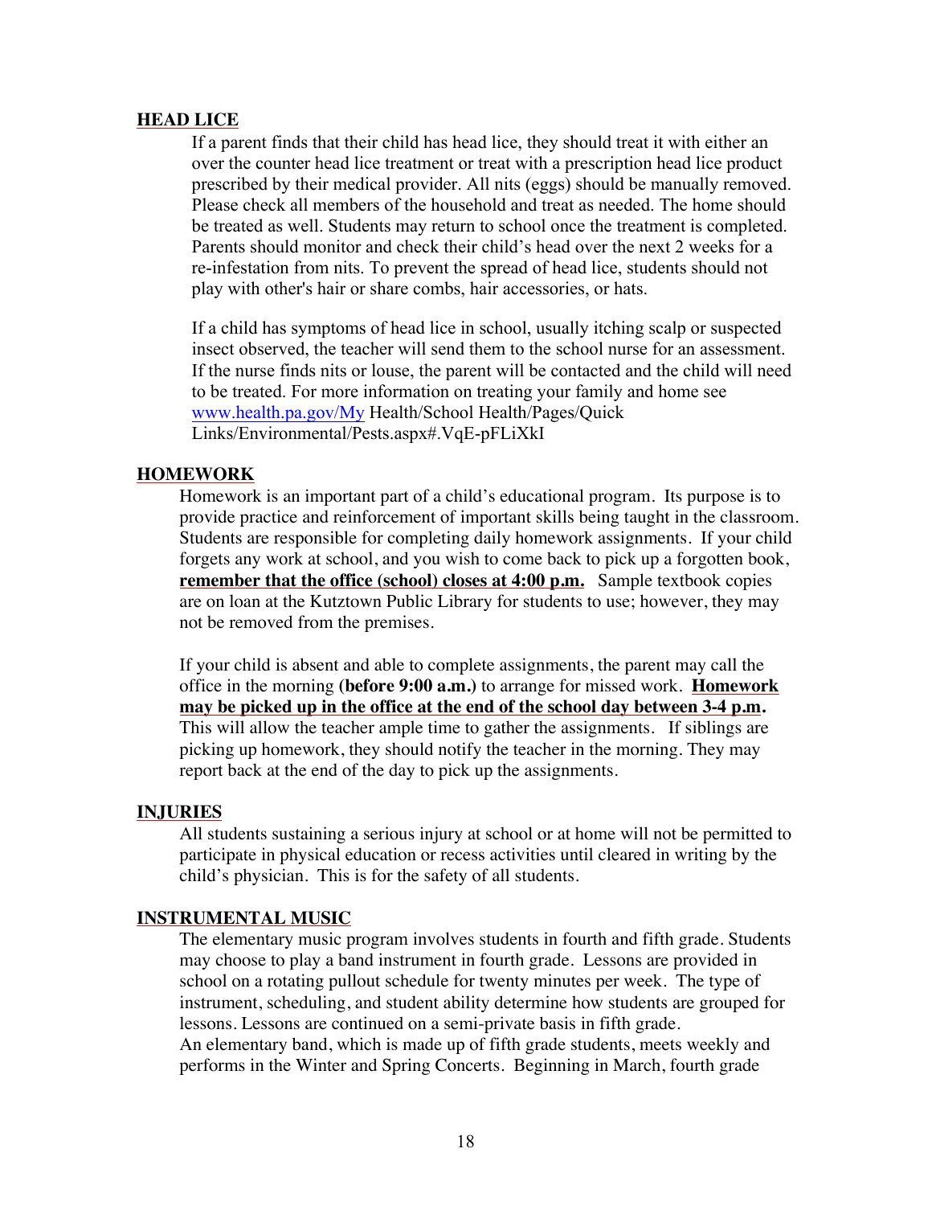## HEAD LICE

If a parent finds that their child has head lice, they should treat it with either an over the counter head lice treatment or treat with a prescription head lice product prescribed by their medical provider. All nits (eggs) should be manually removed. Please check all members of the household and treat as needed. The home should be treated as well. Students may return to school once the treatment is completed. Parents should monitor and check their child's head over the next 2 weeks for a re-infestation from nits. To prevent the spread of head lice, students should not play with other's hair or share combs, hair accessories, or hats.

If a child has symptoms of head lice in school, usually itching scalp or suspected insect observed, the teacher will send them to the school nurse for an assessment. If the nurse finds nits or louse, the parent will be contacted and the child will need to be treated. For more information on treating your family and home see www.health.pa.gov/My Health/School Health/Pages/Quick Links/Environmental/Pests.aspx#.VqE-pFLiXkI

## HOMEWORK

Homework is an important part of a child's educational program. Its purpose is to provide practice and reinforcement of important skills being taught in the classroom. Students are responsible for completing daily homework assignments. If your child forgets any work at school, and you wish to come back to pick up a forgotten book, **remember that the office (school) closes at 4:00 p.m.** Sample textbook copies are on loan at the Kutztown Public Library for students to use; however, they may not be removed from the premises.

If your child is absent and able to complete assignments, the parent may call the office in the morning **(before 9:00 a.m.)** to arrange for missed work. **Homework may be picked up in the office at the end of the school day between 3-4 p.m.** This will allow the teacher ample time to gather the assignments. If siblings are picking up homework, they should notify the teacher in the morning. They may report back at the end of the day to pick up the assignments.

## INJURIES

All students sustaining a serious injury at school or at home will not be permitted to participate in physical education or recess activities until cleared in writing by the child's physician. This is for the safety of all students.

## INSTRUMENTAL MUSIC

The elementary music program involves students in fourth and fifth grade. Students may choose to play a band instrument in fourth grade. Lessons are provided in school on a rotating pullout schedule for twenty minutes per week. The type of instrument, scheduling, and student ability determine how students are grouped for lessons. Lessons are continued on a semi-private basis in fifth grade.
An elementary band, which is made up of fifth grade students, meets weekly and performs in the Winter and Spring Concerts. Beginning in March, fourth grade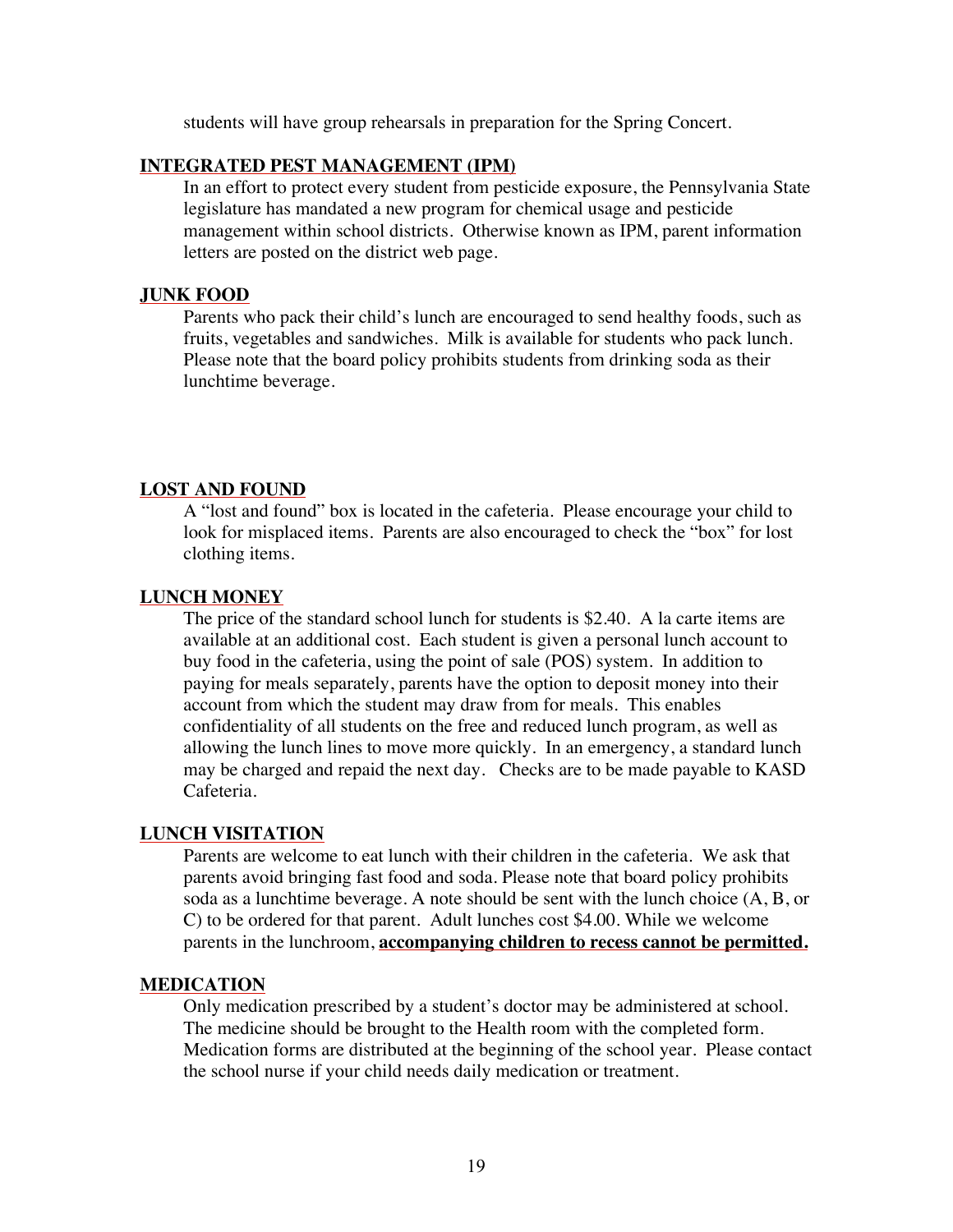students will have group rehearsals in preparation for the Spring Concert.

## INTEGRATED PEST MANAGEMENT (IPM)

In an effort to protect every student from pesticide exposure, the Pennsylvania State legislature has mandated a new program for chemical usage and pesticide management within school districts. Otherwise known as IPM, parent information letters are posted on the district web page.

## JUNK FOOD

Parents who pack their child's lunch are encouraged to send healthy foods, such as fruits, vegetables and sandwiches. Milk is available for students who pack lunch. Please note that the board policy prohibits students from drinking soda as their lunchtime beverage.

## LOST AND FOUND

A "lost and found" box is located in the cafeteria. Please encourage your child to look for misplaced items. Parents are also encouraged to check the "box" for lost clothing items.

## LUNCH MONEY

The price of the standard school lunch for students is $2.40. A la carte items are available at an additional cost. Each student is given a personal lunch account to buy food in the cafeteria, using the point of sale (POS) system. In addition to paying for meals separately, parents have the option to deposit money into their account from which the student may draw from for meals. This enables confidentiality of all students on the free and reduced lunch program, as well as allowing the lunch lines to move more quickly. In an emergency, a standard lunch may be charged and repaid the next day. Checks are to be made payable to KASD Cafeteria.

## LUNCH VISITATION

Parents are welcome to eat lunch with their children in the cafeteria. We ask that parents avoid bringing fast food and soda. Please note that board policy prohibits soda as a lunchtime beverage. A note should be sent with the lunch choice (A, B, or C) to be ordered for that parent. Adult lunches cost $4.00. While we welcome parents in the lunchroom, **accompanying children to recess cannot be permitted.**

## MEDICATION

Only medication prescribed by a student's doctor may be administered at school. The medicine should be brought to the Health room with the completed form. Medication forms are distributed at the beginning of the school year. Please contact the school nurse if your child needs daily medication or treatment.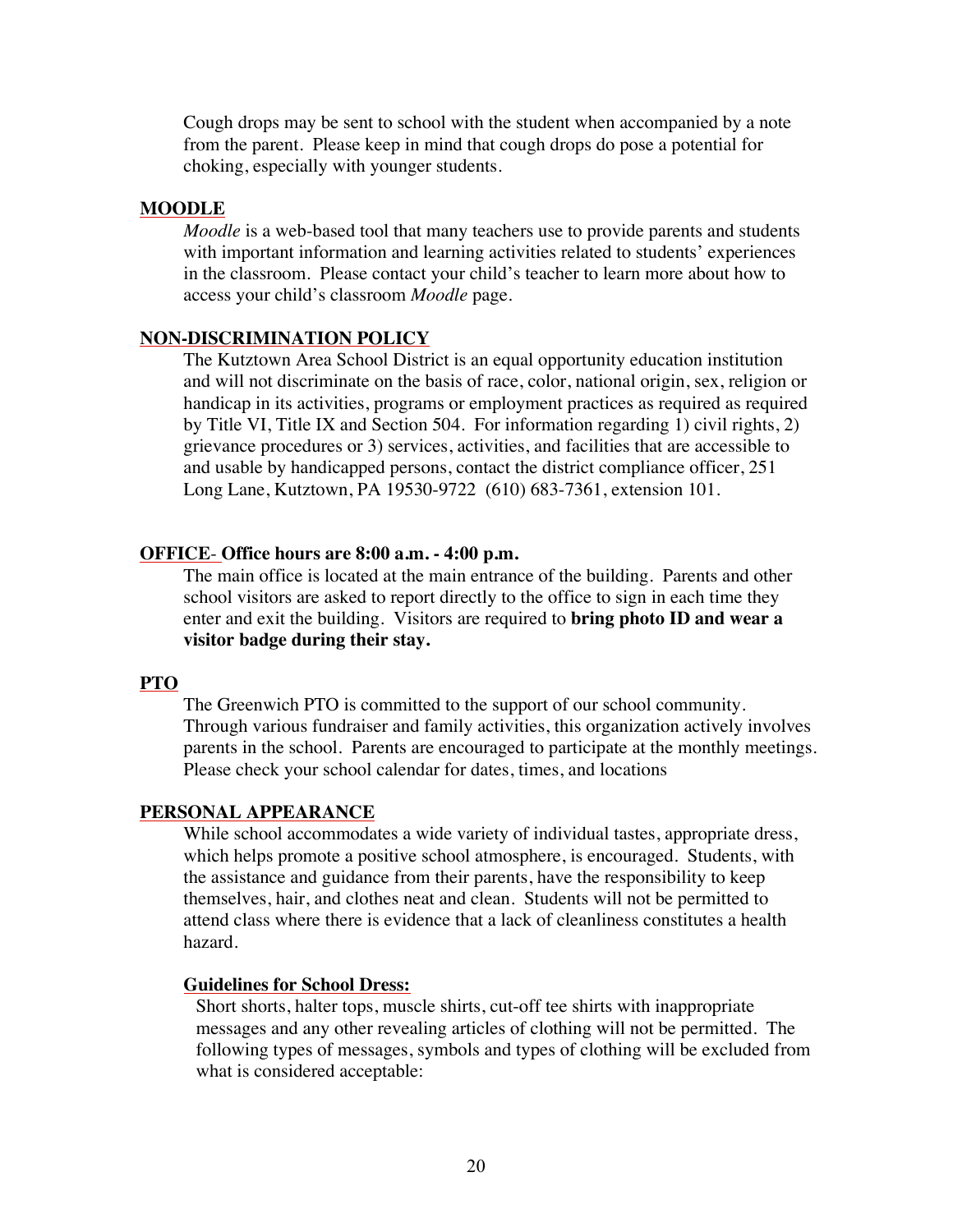Cough drops may be sent to school with the student when accompanied by a note from the parent. Please keep in mind that cough drops do pose a potential for choking, especially with younger students.

## MOODLE

*Moodle* is a web-based tool that many teachers use to provide parents and students with important information and learning activities related to students' experiences in the classroom. Please contact your child's teacher to learn more about how to access your child's classroom *Moodle* page.

## NON-DISCRIMINATION POLICY

The Kutztown Area School District is an equal opportunity education institution and will not discriminate on the basis of race, color, national origin, sex, religion or handicap in its activities, programs or employment practices as required as required by Title VI, Title IX and Section 504. For information regarding 1) civil rights, 2) grievance procedures or 3) services, activities, and facilities that are accessible to and usable by handicapped persons, contact the district compliance officer, 251 Long Lane, Kutztown, PA 19530-9722 (610) 683-7361, extension 101.

## OFFICE- Office hours are 8:00 a.m. - 4:00 p.m.

The main office is located at the main entrance of the building. Parents and other school visitors are asked to report directly to the office to sign in each time they enter and exit the building. Visitors are required to **bring photo ID and wear a visitor badge during their stay.**

## PTO

The Greenwich PTO is committed to the support of our school community. Through various fundraiser and family activities, this organization actively involves parents in the school. Parents are encouraged to participate at the monthly meetings. Please check your school calendar for dates, times, and locations

## PERSONAL APPEARANCE

While school accommodates a wide variety of individual tastes, appropriate dress, which helps promote a positive school atmosphere, is encouraged. Students, with the assistance and guidance from their parents, have the responsibility to keep themselves, hair, and clothes neat and clean. Students will not be permitted to attend class where there is evidence that a lack of cleanliness constitutes a health hazard.

### Guidelines for School Dress:

Short shorts, halter tops, muscle shirts, cut-off tee shirts with inappropriate messages and any other revealing articles of clothing will not be permitted. The following types of messages, symbols and types of clothing will be excluded from what is considered acceptable: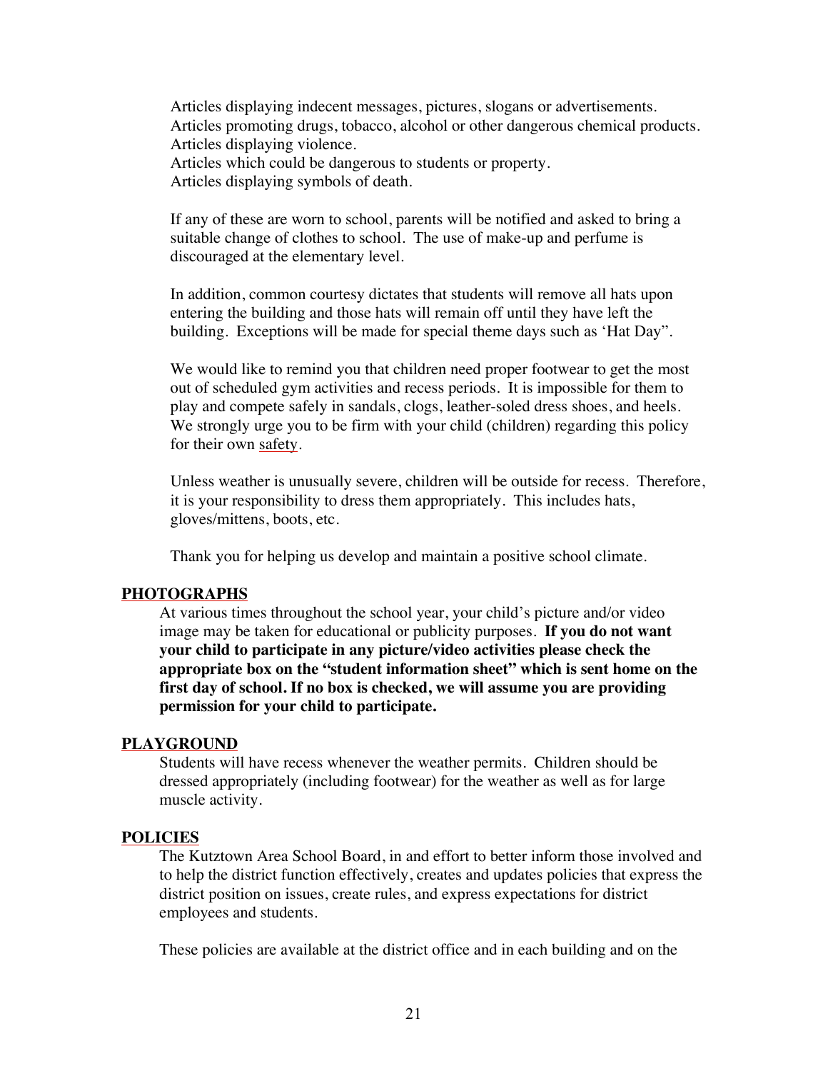Articles displaying indecent messages, pictures, slogans or advertisements.
Articles promoting drugs, tobacco, alcohol or other dangerous chemical products.
Articles displaying violence.
Articles which could be dangerous to students or property.
Articles displaying symbols of death.

If any of these are worn to school, parents will be notified and asked to bring a suitable change of clothes to school. The use of make-up and perfume is discouraged at the elementary level.

In addition, common courtesy dictates that students will remove all hats upon entering the building and those hats will remain off until they have left the building. Exceptions will be made for special theme days such as 'Hat Day".

We would like to remind you that children need proper footwear to get the most out of scheduled gym activities and recess periods. It is impossible for them to play and compete safely in sandals, clogs, leather-soled dress shoes, and heels. We strongly urge you to be firm with your child (children) regarding this policy for their own safety.

Unless weather is unusually severe, children will be outside for recess. Therefore, it is your responsibility to dress them appropriately. This includes hats, gloves/mittens, boots, etc.

Thank you for helping us develop and maintain a positive school climate.

## PHOTOGRAPHS

At various times throughout the school year, your child's picture and/or video image may be taken for educational or publicity purposes. **If you do not want your child to participate in any picture/video activities please check the appropriate box on the "student information sheet" which is sent home on the first day of school. If no box is checked, we will assume you are providing permission for your child to participate.**

## PLAYGROUND

Students will have recess whenever the weather permits. Children should be dressed appropriately (including footwear) for the weather as well as for large muscle activity.

## POLICIES

The Kutztown Area School Board, in and effort to better inform those involved and to help the district function effectively, creates and updates policies that express the district position on issues, create rules, and express expectations for district employees and students.

These policies are available at the district office and in each building and on the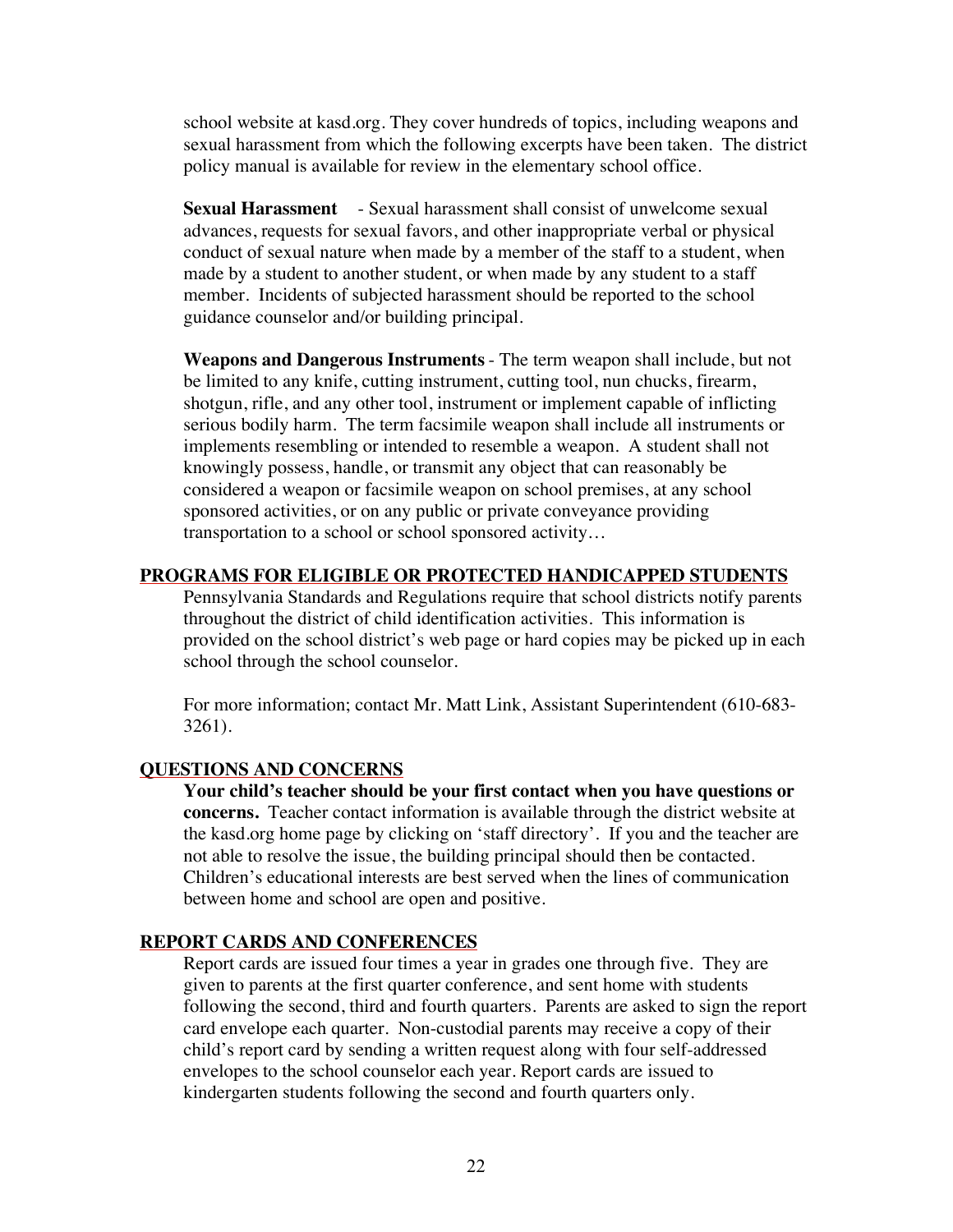school website at kasd.org. They cover hundreds of topics, including weapons and sexual harassment from which the following excerpts have been taken. The district policy manual is available for review in the elementary school office.

**Sexual Harassment** - Sexual harassment shall consist of unwelcome sexual advances, requests for sexual favors, and other inappropriate verbal or physical conduct of sexual nature when made by a member of the staff to a student, when made by a student to another student, or when made by any student to a staff member. Incidents of subjected harassment should be reported to the school guidance counselor and/or building principal.

**Weapons and Dangerous Instruments** - The term weapon shall include, but not be limited to any knife, cutting instrument, cutting tool, nun chucks, firearm, shotgun, rifle, and any other tool, instrument or implement capable of inflicting serious bodily harm. The term facsimile weapon shall include all instruments or implements resembling or intended to resemble a weapon. A student shall not knowingly possess, handle, or transmit any object that can reasonably be considered a weapon or facsimile weapon on school premises, at any school sponsored activities, or on any public or private conveyance providing transportation to a school or school sponsored activity…

## PROGRAMS FOR ELIGIBLE OR PROTECTED HANDICAPPED STUDENTS

Pennsylvania Standards and Regulations require that school districts notify parents throughout the district of child identification activities. This information is provided on the school district's web page or hard copies may be picked up in each school through the school counselor.

For more information; contact Mr. Matt Link, Assistant Superintendent (610-683-3261).

## QUESTIONS AND CONCERNS

**Your child's teacher should be your first contact when you have questions or concerns.** Teacher contact information is available through the district website at the kasd.org home page by clicking on 'staff directory'. If you and the teacher are not able to resolve the issue, the building principal should then be contacted. Children's educational interests are best served when the lines of communication between home and school are open and positive.

## REPORT CARDS AND CONFERENCES

Report cards are issued four times a year in grades one through five. They are given to parents at the first quarter conference, and sent home with students following the second, third and fourth quarters. Parents are asked to sign the report card envelope each quarter. Non-custodial parents may receive a copy of their child's report card by sending a written request along with four self-addressed envelopes to the school counselor each year. Report cards are issued to kindergarten students following the second and fourth quarters only.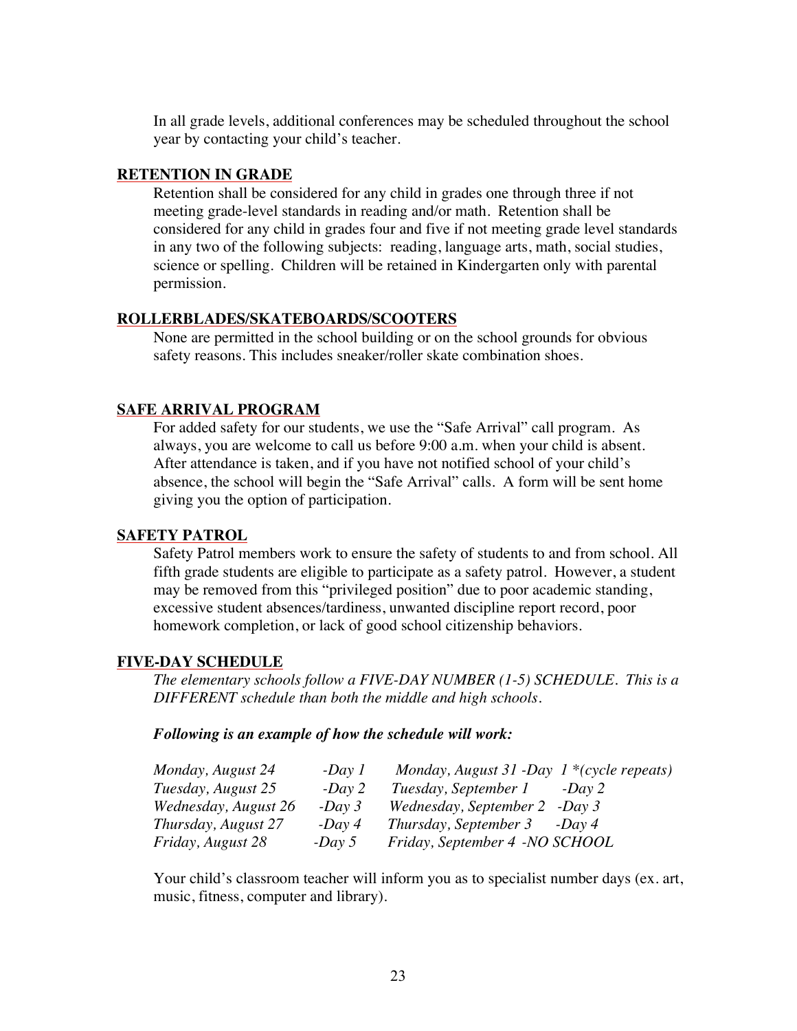In all grade levels, additional conferences may be scheduled throughout the school year by contacting your child's teacher.

## RETENTION IN GRADE

Retention shall be considered for any child in grades one through three if not meeting grade-level standards in reading and/or math. Retention shall be considered for any child in grades four and five if not meeting grade level standards in any two of the following subjects: reading, language arts, math, social studies, science or spelling. Children will be retained in Kindergarten only with parental permission.

## ROLLERBLADES/SKATEBOARDS/SCOOTERS

None are permitted in the school building or on the school grounds for obvious safety reasons. This includes sneaker/roller skate combination shoes.

## SAFE ARRIVAL PROGRAM

For added safety for our students, we use the "Safe Arrival" call program. As always, you are welcome to call us before 9:00 a.m. when your child is absent. After attendance is taken, and if you have not notified school of your child's absence, the school will begin the "Safe Arrival" calls. A form will be sent home giving you the option of participation.

## SAFETY PATROL

Safety Patrol members work to ensure the safety of students to and from school. All fifth grade students are eligible to participate as a safety patrol. However, a student may be removed from this "privileged position" due to poor academic standing, excessive student absences/tardiness, unwanted discipline report record, poor homework completion, or lack of good school citizenship behaviors.

## FIVE-DAY SCHEDULE

*The elementary schools follow a FIVE-DAY NUMBER (1-5) SCHEDULE. This is a DIFFERENT schedule than both the middle and high schools.*

***Following is an example of how the schedule will work:***

| | | | |
|---|---|---|---|
| *Monday, August 24* | *-Day 1* | *Monday, August 31* | *-Day 1 *(cycle repeats)* |
| *Tuesday, August 25* | *-Day 2* | *Tuesday, September 1* | *-Day 2* |
| *Wednesday, August 26* | *-Day 3* | *Wednesday, September 2* | *-Day 3* |
| *Thursday, August 27* | *-Day 4* | *Thursday, September 3* | *-Day 4* |
| *Friday, August 28* | *-Day 5* | *Friday, September 4* | *-NO SCHOOL* |

Your child's classroom teacher will inform you as to specialist number days (ex. art, music, fitness, computer and library).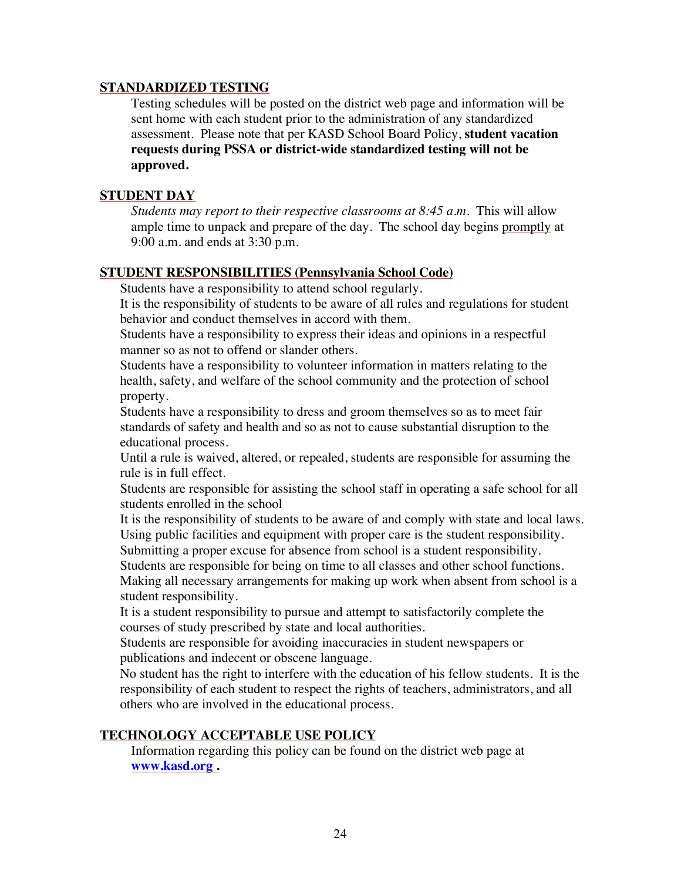## STANDARDIZED TESTING

Testing schedules will be posted on the district web page and information will be sent home with each student prior to the administration of any standardized assessment. Please note that per KASD School Board Policy, **student vacation requests during PSSA or district-wide standardized testing will not be approved.**

## STUDENT DAY

*Students may report to their respective classrooms at 8:45 a.m.* This will allow ample time to unpack and prepare of the day. The school day begins promptly at 9:00 a.m. and ends at 3:30 p.m.

## STUDENT RESPONSIBILITIES (Pennsylvania School Code)

Students have a responsibility to attend school regularly.

It is the responsibility of students to be aware of all rules and regulations for student behavior and conduct themselves in accord with them.

Students have a responsibility to express their ideas and opinions in a respectful manner so as not to offend or slander others.

Students have a responsibility to volunteer information in matters relating to the health, safety, and welfare of the school community and the protection of school property.

Students have a responsibility to dress and groom themselves so as to meet fair standards of safety and health and so as not to cause substantial disruption to the educational process.

Until a rule is waived, altered, or repealed, students are responsible for assuming the rule is in full effect.

Students are responsible for assisting the school staff in operating a safe school for all students enrolled in the school

It is the responsibility of students to be aware of and comply with state and local laws.

Using public facilities and equipment with proper care is the student responsibility.

Submitting a proper excuse for absence from school is a student responsibility.

Students are responsible for being on time to all classes and other school functions.

Making all necessary arrangements for making up work when absent from school is a student responsibility.

It is a student responsibility to pursue and attempt to satisfactorily complete the courses of study prescribed by state and local authorities.

Students are responsible for avoiding inaccuracies in student newspapers or publications and indecent or obscene language.

No student has the right to interfere with the education of his fellow students. It is the responsibility of each student to respect the rights of teachers, administrators, and all others who are involved in the educational process.

## TECHNOLOGY ACCEPTABLE USE POLICY

Information regarding this policy can be found on the district web page at **www.kasd.org .**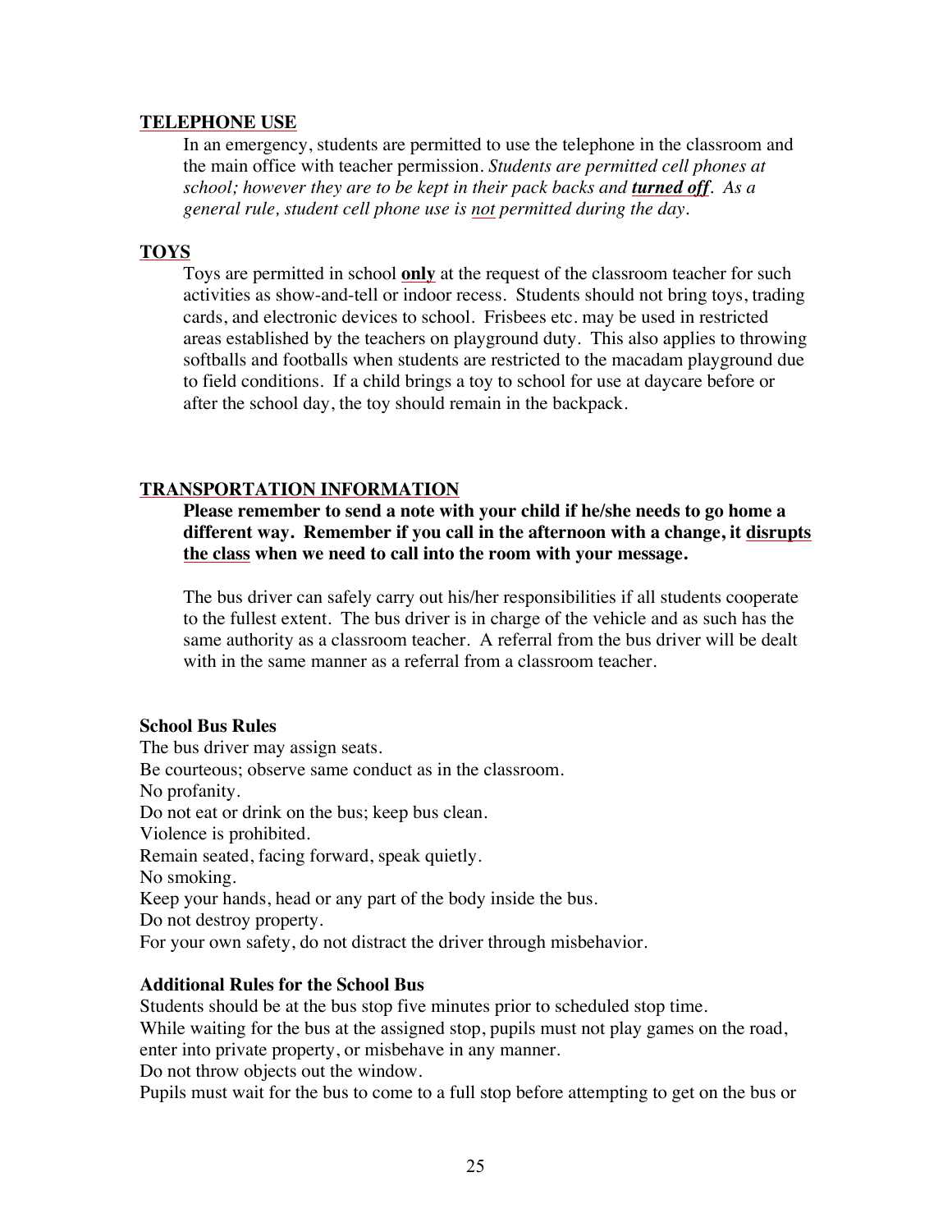## TELEPHONE USE

In an emergency, students are permitted to use the telephone in the classroom and the main office with teacher permission. *Students are permitted cell phones at school; however they are to be kept in their pack backs and **turned off**. As a general rule, student cell phone use is not permitted during the day.*

## TOYS

Toys are permitted in school **only** at the request of the classroom teacher for such activities as show-and-tell or indoor recess. Students should not bring toys, trading cards, and electronic devices to school. Frisbees etc. may be used in restricted areas established by the teachers on playground duty. This also applies to throwing softballs and footballs when students are restricted to the macadam playground due to field conditions. If a child brings a toy to school for use at daycare before or after the school day, the toy should remain in the backpack.

## TRANSPORTATION INFORMATION

**Please remember to send a note with your child if he/she needs to go home a different way. Remember if you call in the afternoon with a change, it disrupts the class when we need to call into the room with your message.**

The bus driver can safely carry out his/her responsibilities if all students cooperate to the fullest extent. The bus driver is in charge of the vehicle and as such has the same authority as a classroom teacher. A referral from the bus driver will be dealt with in the same manner as a referral from a classroom teacher.

### School Bus Rules

The bus driver may assign seats.
Be courteous; observe same conduct as in the classroom.
No profanity.
Do not eat or drink on the bus; keep bus clean.
Violence is prohibited.
Remain seated, facing forward, speak quietly.
No smoking.
Keep your hands, head or any part of the body inside the bus.
Do not destroy property.
For your own safety, do not distract the driver through misbehavior.

### Additional Rules for the School Bus

Students should be at the bus stop five minutes prior to scheduled stop time.
While waiting for the bus at the assigned stop, pupils must not play games on the road, enter into private property, or misbehave in any manner.
Do not throw objects out the window.
Pupils must wait for the bus to come to a full stop before attempting to get on the bus or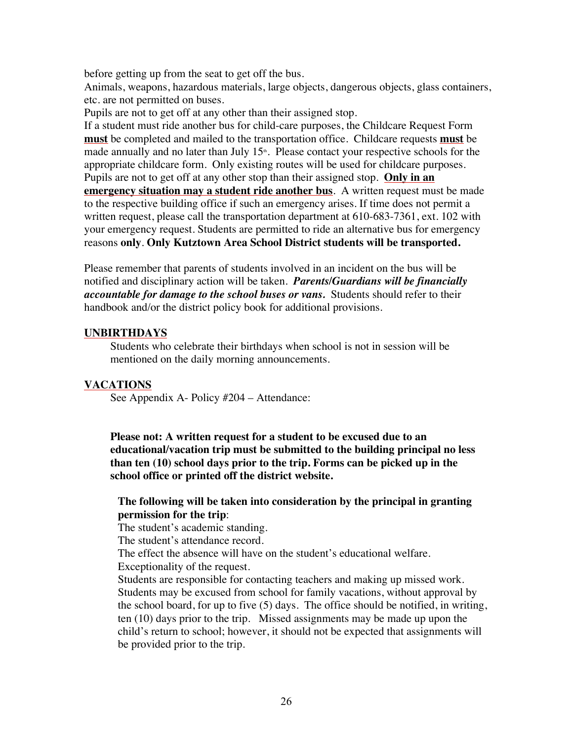before getting up from the seat to get off the bus.

Animals, weapons, hazardous materials, large objects, dangerous objects, glass containers, etc. are not permitted on buses.

Pupils are not to get off at any other than their assigned stop.

If a student must ride another bus for child-care purposes, the Childcare Request Form **must** be completed and mailed to the transportation office. Childcare requests **must** be made annually and no later than July 15th. Please contact your respective schools for the appropriate childcare form. Only existing routes will be used for childcare purposes. Pupils are not to get off at any other stop than their assigned stop. **Only in an emergency situation may a student ride another bus**. A written request must be made to the respective building office if such an emergency arises. If time does not permit a written request, please call the transportation department at 610-683-7361, ext. 102 with your emergency request. Students are permitted to ride an alternative bus for emergency reasons **only**. **Only Kutztown Area School District students will be transported.**

Please remember that parents of students involved in an incident on the bus will be notified and disciplinary action will be taken. ***Parents/Guardians will be financially accountable for damage to the school buses or vans.*** Students should refer to their handbook and/or the district policy book for additional provisions.

## UNBIRTHDAYS

Students who celebrate their birthdays when school is not in session will be mentioned on the daily morning announcements.

## VACATIONS

See Appendix A- Policy #204 – Attendance:

**Please not: A written request for a student to be excused due to an educational/vacation trip must be submitted to the building principal no less than ten (10) school days prior to the trip. Forms can be picked up in the school office or printed off the district website.**

**The following will be taken into consideration by the principal in granting permission for the trip**:

The student's academic standing.

The student's attendance record.

The effect the absence will have on the student's educational welfare.

Exceptionality of the request.

Students are responsible for contacting teachers and making up missed work.

Students may be excused from school for family vacations, without approval by the school board, for up to five (5) days. The office should be notified, in writing, ten (10) days prior to the trip. Missed assignments may be made up upon the child's return to school; however, it should not be expected that assignments will be provided prior to the trip.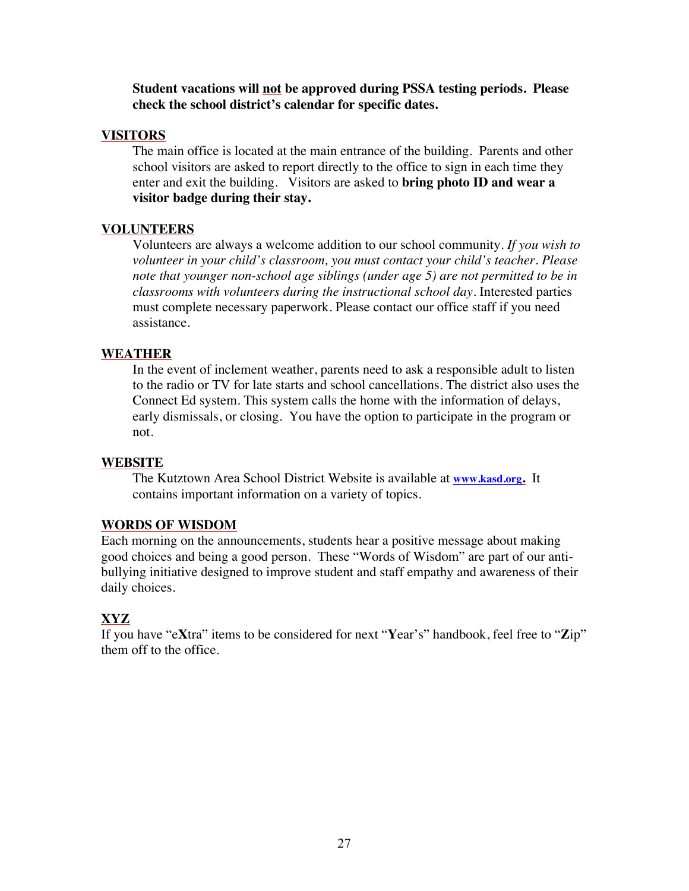**Student vacations will not be approved during PSSA testing periods. Please check the school district's calendar for specific dates.**

## VISITORS

The main office is located at the main entrance of the building. Parents and other school visitors are asked to report directly to the office to sign in each time they enter and exit the building. Visitors are asked to **bring photo ID and wear a visitor badge during their stay.**

## VOLUNTEERS

Volunteers are always a welcome addition to our school community. *If you wish to volunteer in your child's classroom, you must contact your child's teacher. Please note that younger non-school age siblings (under age 5) are not permitted to be in classrooms with volunteers during the instructional school day.* Interested parties must complete necessary paperwork. Please contact our office staff if you need assistance.

## WEATHER

In the event of inclement weather, parents need to ask a responsible adult to listen to the radio or TV for late starts and school cancellations. The district also uses the Connect Ed system. This system calls the home with the information of delays, early dismissals, or closing. You have the option to participate in the program or not.

## WEBSITE

The Kutztown Area School District Website is available at **www.kasd.org.** It contains important information on a variety of topics.

## WORDS OF WISDOM

Each morning on the announcements, students hear a positive message about making good choices and being a good person. These "Words of Wisdom" are part of our anti-bullying initiative designed to improve student and staff empathy and awareness of their daily choices.

## XYZ

If you have "e**X**tra" items to be considered for next "**Y**ear's" handbook, feel free to "**Z**ip" them off to the office.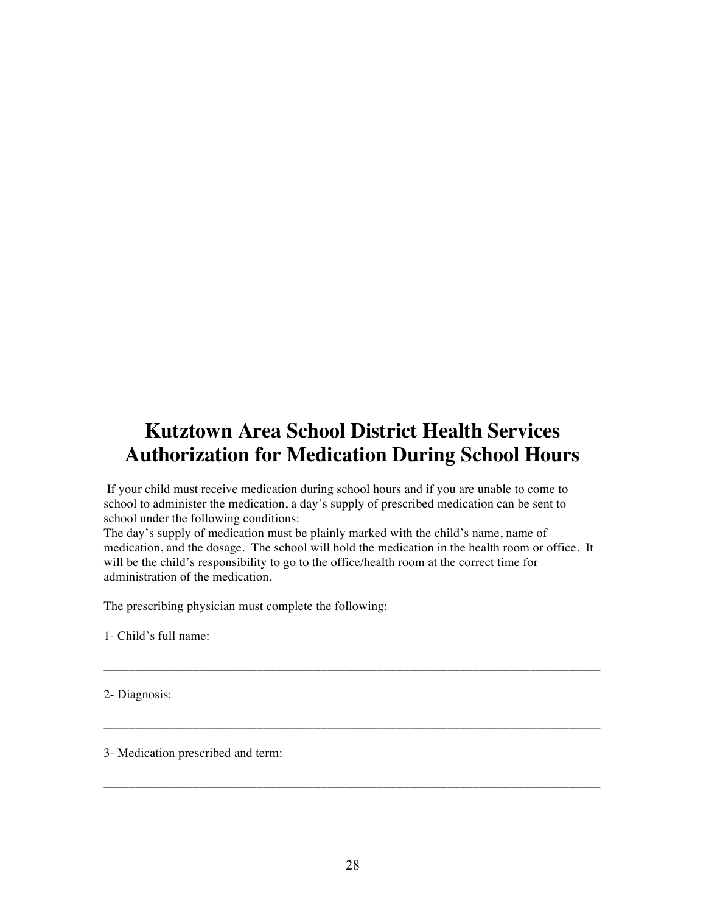# Kutztown Area School District Health Services

## Authorization for Medication During School Hours

If your child must receive medication during school hours and if you are unable to come to school to administer the medication, a day's supply of prescribed medication can be sent to school under the following conditions:

The day's supply of medication must be plainly marked with the child's name, name of medication, and the dosage. The school will hold the medication in the health room or office. It will be the child's responsibility to go to the office/health room at the correct time for administration of the medication.

The prescribing physician must complete the following:

1- Child's full name:

_______________________________________________________________________________

2- Diagnosis:

_______________________________________________________________________________

3- Medication prescribed and term:

_______________________________________________________________________________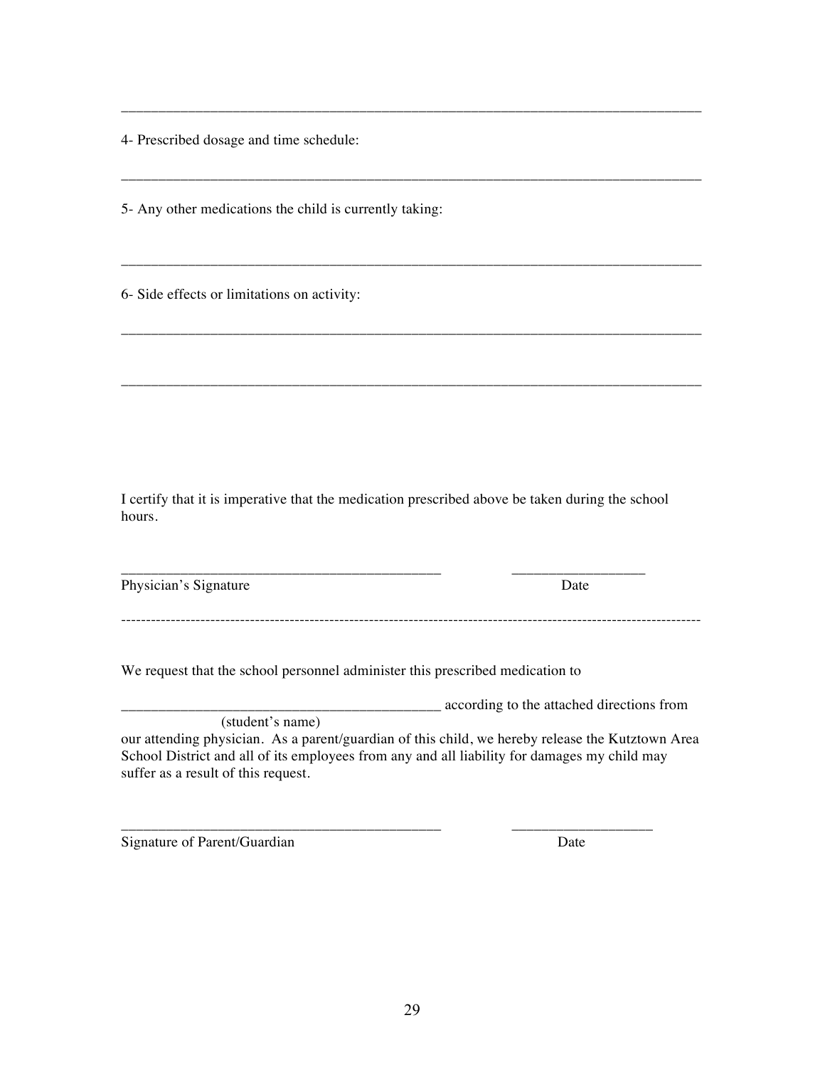______________________________________________________________________________

4- Prescribed dosage and time schedule:

______________________________________________________________________________

5- Any other medications the child is currently taking:

______________________________________________________________________________

6- Side effects or limitations on activity:

______________________________________________________________________________

______________________________________________________________________________

I certify that it is imperative that the medication prescribed above be taken during the school hours.

_____________________________________________        __________________

Physician's Signature                                                        Date

---

We request that the school personnel administer this prescribed medication to

___________________________________________ according to the attached directions from
(student's name)
our attending physician. As a parent/guardian of this child, we hereby release the Kutztown Area School District and all of its employees from any and all liability for damages my child may suffer as a result of this request.

_____________________________________________        ___________________

Signature of Parent/Guardian                                              Date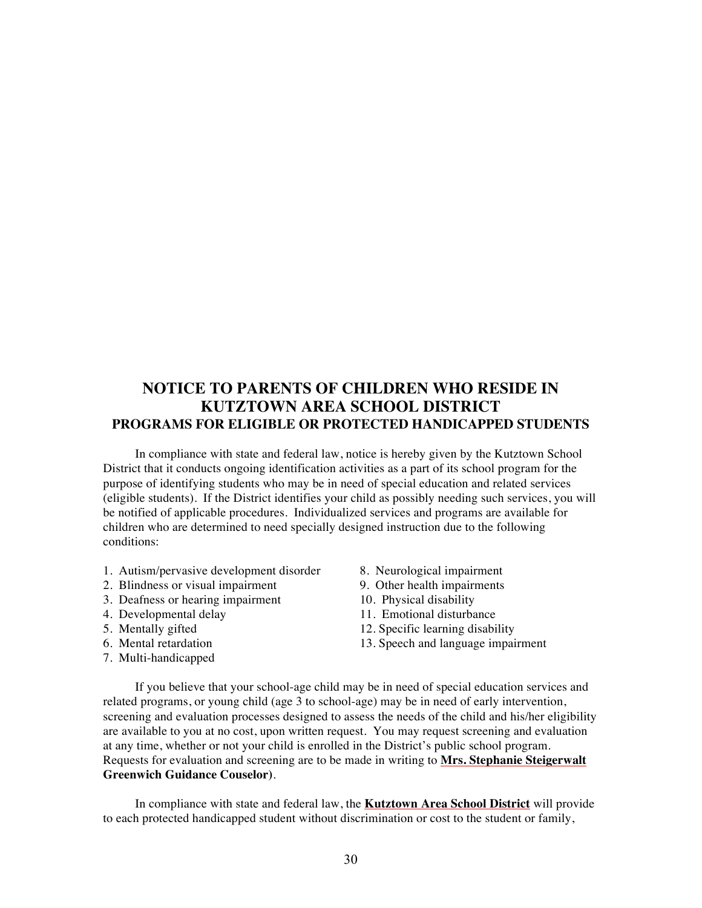## NOTICE TO PARENTS OF CHILDREN WHO RESIDE IN KUTZTOWN AREA SCHOOL DISTRICT

### PROGRAMS FOR ELIGIBLE OR PROTECTED HANDICAPPED STUDENTS

In compliance with state and federal law, notice is hereby given by the Kutztown School District that it conducts ongoing identification activities as a part of its school program for the purpose of identifying students who may be in need of special education and related services (eligible students). If the District identifies your child as possibly needing such services, you will be notified of applicable procedures. Individualized services and programs are available for children who are determined to need specially designed instruction due to the following conditions:

1. Autism/pervasive development disorder
2. Blindness or visual impairment
3. Deafness or hearing impairment
4. Developmental delay
5. Mentally gifted
6. Mental retardation
7. Multi-handicapped
8. Neurological impairment
9. Other health impairments
10. Physical disability
11. Emotional disturbance
12. Specific learning disability
13. Speech and language impairment

If you believe that your school-age child may be in need of special education services and related programs, or young child (age 3 to school-age) may be in need of early intervention, screening and evaluation processes designed to assess the needs of the child and his/her eligibility are available to you at no cost, upon written request. You may request screening and evaluation at any time, whether or not your child is enrolled in the District's public school program. Requests for evaluation and screening are to be made in writing to **Mrs. Stephanie Steigerwalt Greenwich Guidance Couselor)**.

In compliance with state and federal law, the **Kutztown Area School District** will provide to each protected handicapped student without discrimination or cost to the student or family,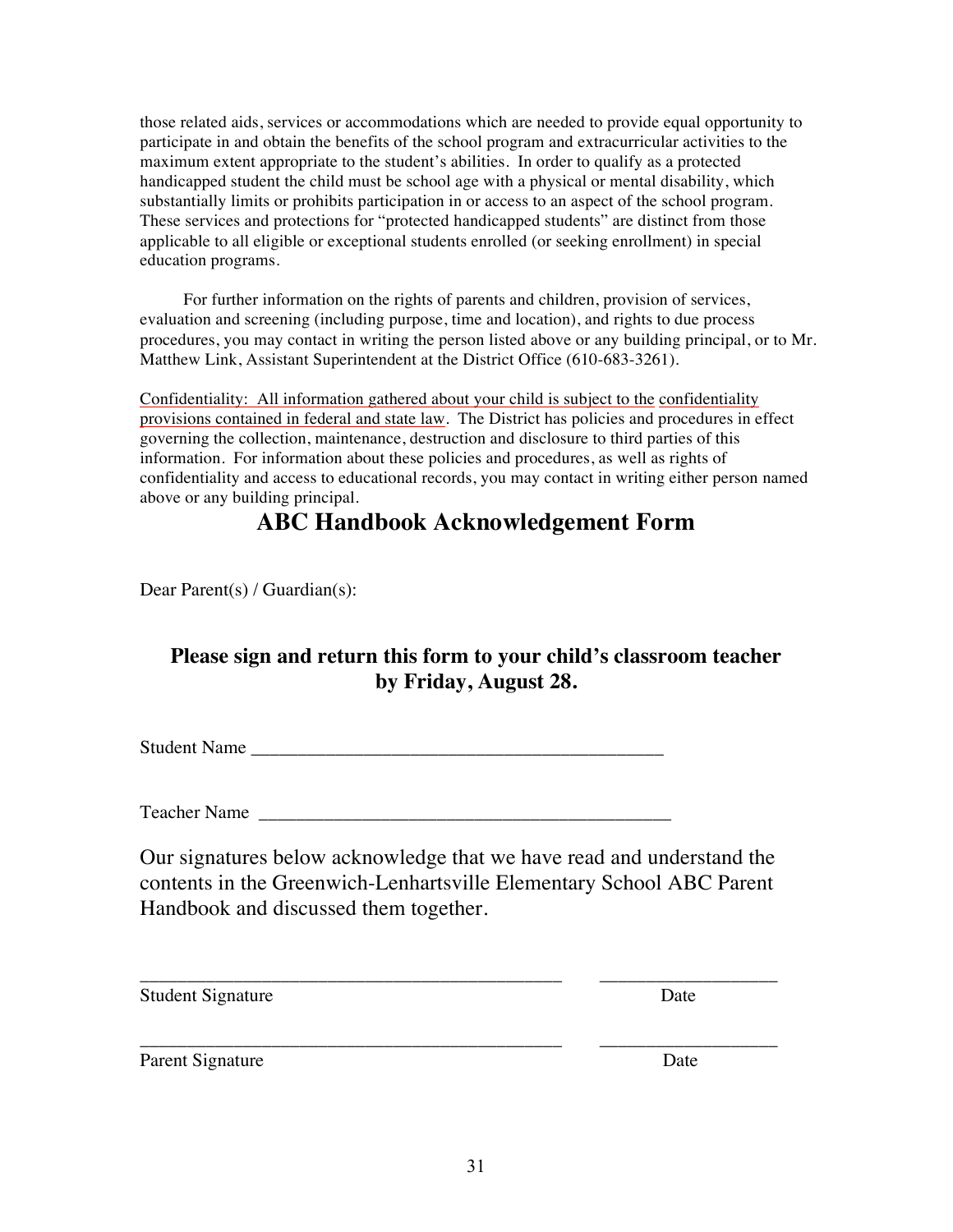those related aids, services or accommodations which are needed to provide equal opportunity to participate in and obtain the benefits of the school program and extracurricular activities to the maximum extent appropriate to the student's abilities. In order to qualify as a protected handicapped student the child must be school age with a physical or mental disability, which substantially limits or prohibits participation in or access to an aspect of the school program. These services and protections for "protected handicapped students" are distinct from those applicable to all eligible or exceptional students enrolled (or seeking enrollment) in special education programs.

For further information on the rights of parents and children, provision of services, evaluation and screening (including purpose, time and location), and rights to due process procedures, you may contact in writing the person listed above or any building principal, or to Mr. Matthew Link, Assistant Superintendent at the District Office (610-683-3261).

<u>Confidentiality: All information gathered about your child is subject to the confidentiality provisions contained in federal and state law</u>. The District has policies and procedures in effect governing the collection, maintenance, destruction and disclosure to third parties of this information. For information about these policies and procedures, as well as rights of confidentiality and access to educational records, you may contact in writing either person named above or any building principal.

# ABC Handbook Acknowledgement Form

Dear Parent(s) / Guardian(s):

**Please sign and return this form to your child's classroom teacher by Friday, August 28.**

Student Name _____________________________________________

Teacher Name _____________________________________________

Our signatures below acknowledge that we have read and understand the contents in the Greenwich-Lenhartsville Elementary School ABC Parent Handbook and discussed them together.

_____________________________________________ __________________

Student Signature Date

_____________________________________________ __________________

Parent Signature Date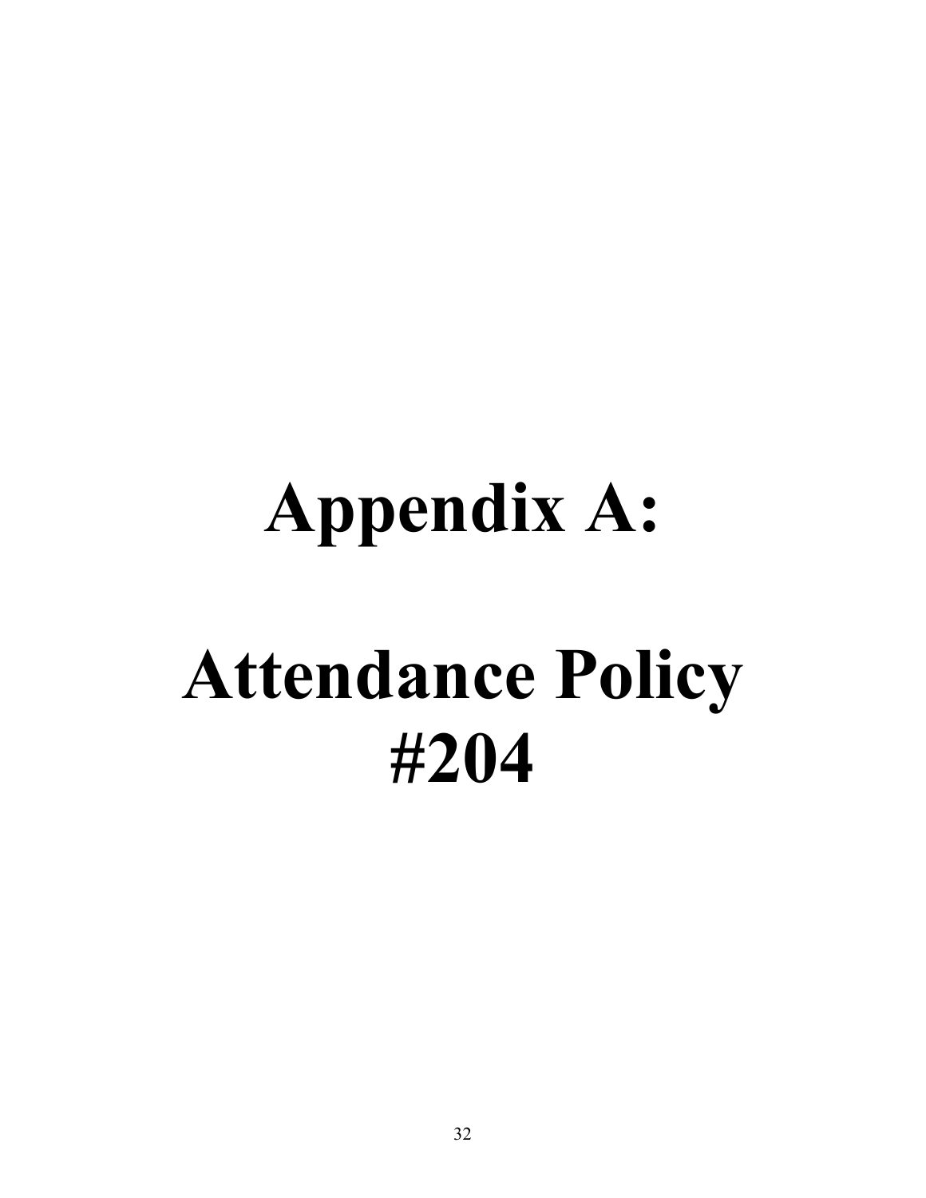# Appendix A:

# Attendance Policy #204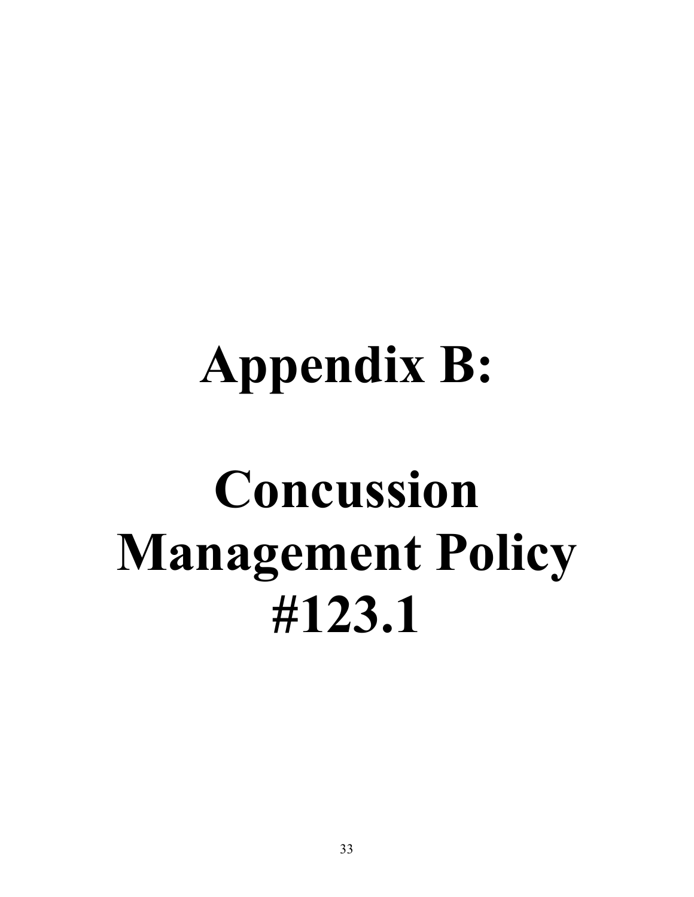# Appendix B:

# Concussion Management Policy #123.1